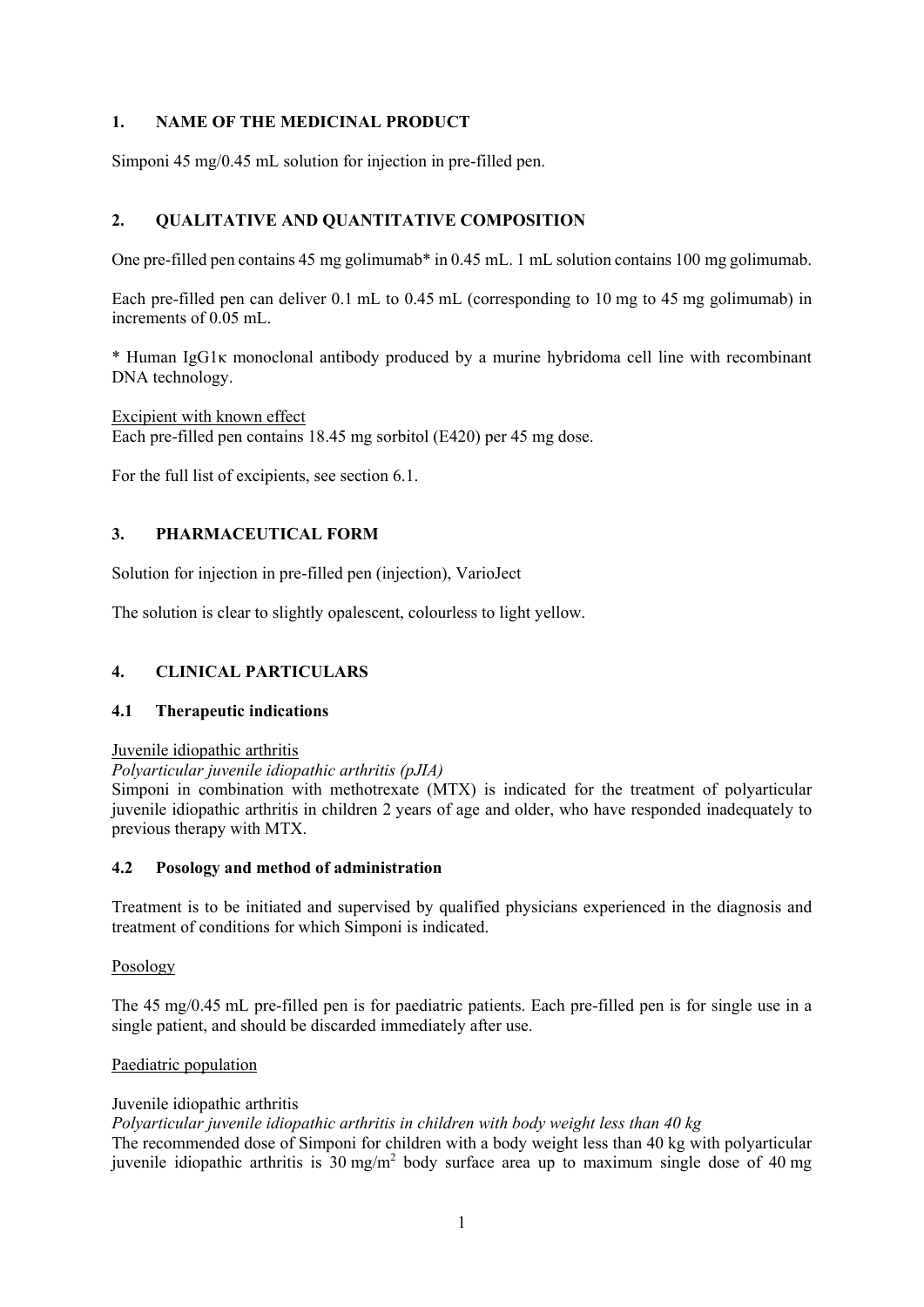## 1. NAME OF THE MEDICINAL PRODUCT

Simponi 45 mg/0.45 mL solution for injection in pre-filled pen.

## 2. QUALITATIVE AND QUANTITATIVE COMPOSITION

One pre-filled pen contains 45 mg golimumab* in 0.45 mL. 1 mL solution contains 100 mg golimumab.

Each pre-filled pen can deliver 0.1 mL to 0.45 mL (corresponding to 10 mg to 45 mg golimumab) in increments of 0.05 mL.

* Human IgG1κ monoclonal antibody produced by a murine hybridoma cell line with recombinant DNA technology.

Excipient with known effect
Each pre-filled pen contains 18.45 mg sorbitol (E420) per 45 mg dose.

For the full list of excipients, see section 6.1.

## 3. PHARMACEUTICAL FORM

Solution for injection in pre-filled pen (injection), VarioJect

The solution is clear to slightly opalescent, colourless to light yellow.

## 4. CLINICAL PARTICULARS

### 4.1 Therapeutic indications

Juvenile idiopathic arthritis

*Polyarticular juvenile idiopathic arthritis (pJIA)*

Simponi in combination with methotrexate (MTX) is indicated for the treatment of polyarticular juvenile idiopathic arthritis in children 2 years of age and older, who have responded inadequately to previous therapy with MTX.

### 4.2 Posology and method of administration

Treatment is to be initiated and supervised by qualified physicians experienced in the diagnosis and treatment of conditions for which Simponi is indicated.

Posology

The 45 mg/0.45 mL pre-filled pen is for paediatric patients. Each pre-filled pen is for single use in a single patient, and should be discarded immediately after use.

Paediatric population

Juvenile idiopathic arthritis

*Polyarticular juvenile idiopathic arthritis in children with body weight less than 40 kg*

The recommended dose of Simponi for children with a body weight less than 40 kg with polyarticular juvenile idiopathic arthritis is 30 mg/m$^2$ body surface area up to maximum single dose of 40 mg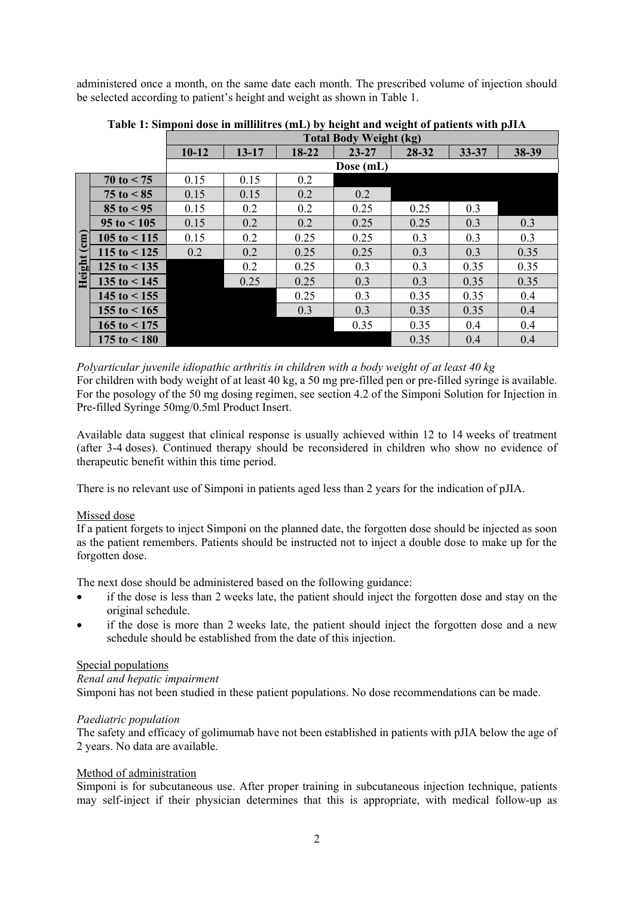administered once a month, on the same date each month. The prescribed volume of injection should be selected according to patient's height and weight as shown in Table 1.

**Table 1: Simponi dose in millilitres (mL) by height and weight of patients with pJIA**

| | Total Body Weight (kg) | | | | | | |
|---|---|---|---|---|---|---|---|
| **Height (cm)** | **10-12** | **13-17** | **18-22** | **23-27** | **28-32** | **33-37** | **38-39** |
| | Dose (mL) | | | | | | |
| **70 to < 75** | 0.15 | 0.15 | 0.2 | | | | |
| **75 to < 85** | 0.15 | 0.15 | 0.2 | 0.2 | | | |
| **85 to < 95** | 0.15 | 0.2 | 0.2 | 0.25 | 0.25 | 0.3 | |
| **95 to < 105** | 0.15 | 0.2 | 0.2 | 0.25 | 0.25 | 0.3 | 0.3 |
| **105 to < 115** | 0.15 | 0.2 | 0.25 | 0.25 | 0.3 | 0.3 | 0.3 |
| **115 to < 125** | 0.2 | 0.2 | 0.25 | 0.25 | 0.3 | 0.3 | 0.35 |
| **125 to < 135** | | 0.2 | 0.25 | 0.3 | 0.3 | 0.35 | 0.35 |
| **135 to < 145** | | 0.25 | 0.25 | 0.3 | 0.3 | 0.35 | 0.35 |
| **145 to < 155** | | | 0.25 | 0.3 | 0.35 | 0.35 | 0.4 |
| **155 to < 165** | | | 0.3 | 0.3 | 0.35 | 0.35 | 0.4 |
| **165 to < 175** | | | | 0.35 | 0.35 | 0.4 | 0.4 |
| **175 to < 180** | | | | | 0.35 | 0.4 | 0.4 |

*Polyarticular juvenile idiopathic arthritis in children with a body weight of at least 40 kg*

For children with body weight of at least 40 kg, a 50 mg pre-filled pen or pre-filled syringe is available. For the posology of the 50 mg dosing regimen, see section 4.2 of the Simponi Solution for Injection in Pre-filled Syringe 50mg/0.5ml Product Insert.

Available data suggest that clinical response is usually achieved within 12 to 14 weeks of treatment (after 3-4 doses). Continued therapy should be reconsidered in children who show no evidence of therapeutic benefit within this time period.

There is no relevant use of Simponi in patients aged less than 2 years for the indication of pJIA.

Missed dose

If a patient forgets to inject Simponi on the planned date, the forgotten dose should be injected as soon as the patient remembers. Patients should be instructed not to inject a double dose to make up for the forgotten dose.

The next dose should be administered based on the following guidance:

- if the dose is less than 2 weeks late, the patient should inject the forgotten dose and stay on the original schedule.
- if the dose is more than 2 weeks late, the patient should inject the forgotten dose and a new schedule should be established from the date of this injection.

Special populations

*Renal and hepatic impairment*

Simponi has not been studied in these patient populations. No dose recommendations can be made.

*Paediatric population*

The safety and efficacy of golimumab have not been established in patients with pJIA below the age of 2 years. No data are available.

Method of administration

Simponi is for subcutaneous use. After proper training in subcutaneous injection technique, patients may self-inject if their physician determines that this is appropriate, with medical follow-up as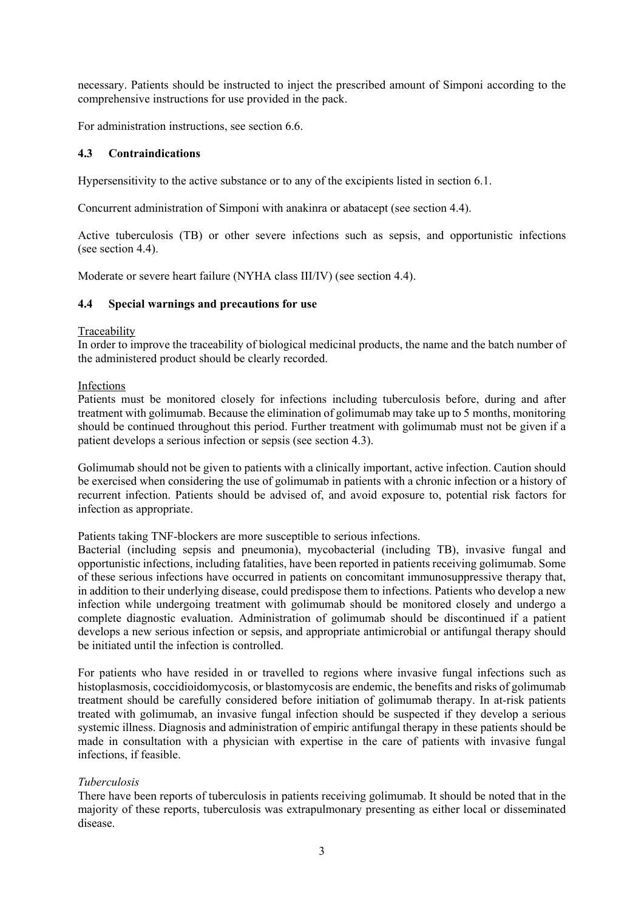necessary. Patients should be instructed to inject the prescribed amount of Simponi according to the comprehensive instructions for use provided in the pack.

For administration instructions, see section 6.6.

### 4.3 Contraindications

Hypersensitivity to the active substance or to any of the excipients listed in section 6.1.

Concurrent administration of Simponi with anakinra or abatacept (see section 4.4).

Active tuberculosis (TB) or other severe infections such as sepsis, and opportunistic infections (see section 4.4).

Moderate or severe heart failure (NYHA class III/IV) (see section 4.4).

### 4.4 Special warnings and precautions for use

Traceability
In order to improve the traceability of biological medicinal products, the name and the batch number of the administered product should be clearly recorded.

Infections
Patients must be monitored closely for infections including tuberculosis before, during and after treatment with golimumab. Because the elimination of golimumab may take up to 5 months, monitoring should be continued throughout this period. Further treatment with golimumab must not be given if a patient develops a serious infection or sepsis (see section 4.3).

Golimumab should not be given to patients with a clinically important, active infection. Caution should be exercised when considering the use of golimumab in patients with a chronic infection or a history of recurrent infection. Patients should be advised of, and avoid exposure to, potential risk factors for infection as appropriate.

Patients taking TNF-blockers are more susceptible to serious infections.
Bacterial (including sepsis and pneumonia), mycobacterial (including TB), invasive fungal and opportunistic infections, including fatalities, have been reported in patients receiving golimumab. Some of these serious infections have occurred in patients on concomitant immunosuppressive therapy that, in addition to their underlying disease, could predispose them to infections. Patients who develop a new infection while undergoing treatment with golimumab should be monitored closely and undergo a complete diagnostic evaluation. Administration of golimumab should be discontinued if a patient develops a new serious infection or sepsis, and appropriate antimicrobial or antifungal therapy should be initiated until the infection is controlled.

For patients who have resided in or travelled to regions where invasive fungal infections such as histoplasmosis, coccidioidomycosis, or blastomycosis are endemic, the benefits and risks of golimumab treatment should be carefully considered before initiation of golimumab therapy. In at-risk patients treated with golimumab, an invasive fungal infection should be suspected if they develop a serious systemic illness. Diagnosis and administration of empiric antifungal therapy in these patients should be made in consultation with a physician with expertise in the care of patients with invasive fungal infections, if feasible.

*Tuberculosis*
There have been reports of tuberculosis in patients receiving golimumab. It should be noted that in the majority of these reports, tuberculosis was extrapulmonary presenting as either local or disseminated disease.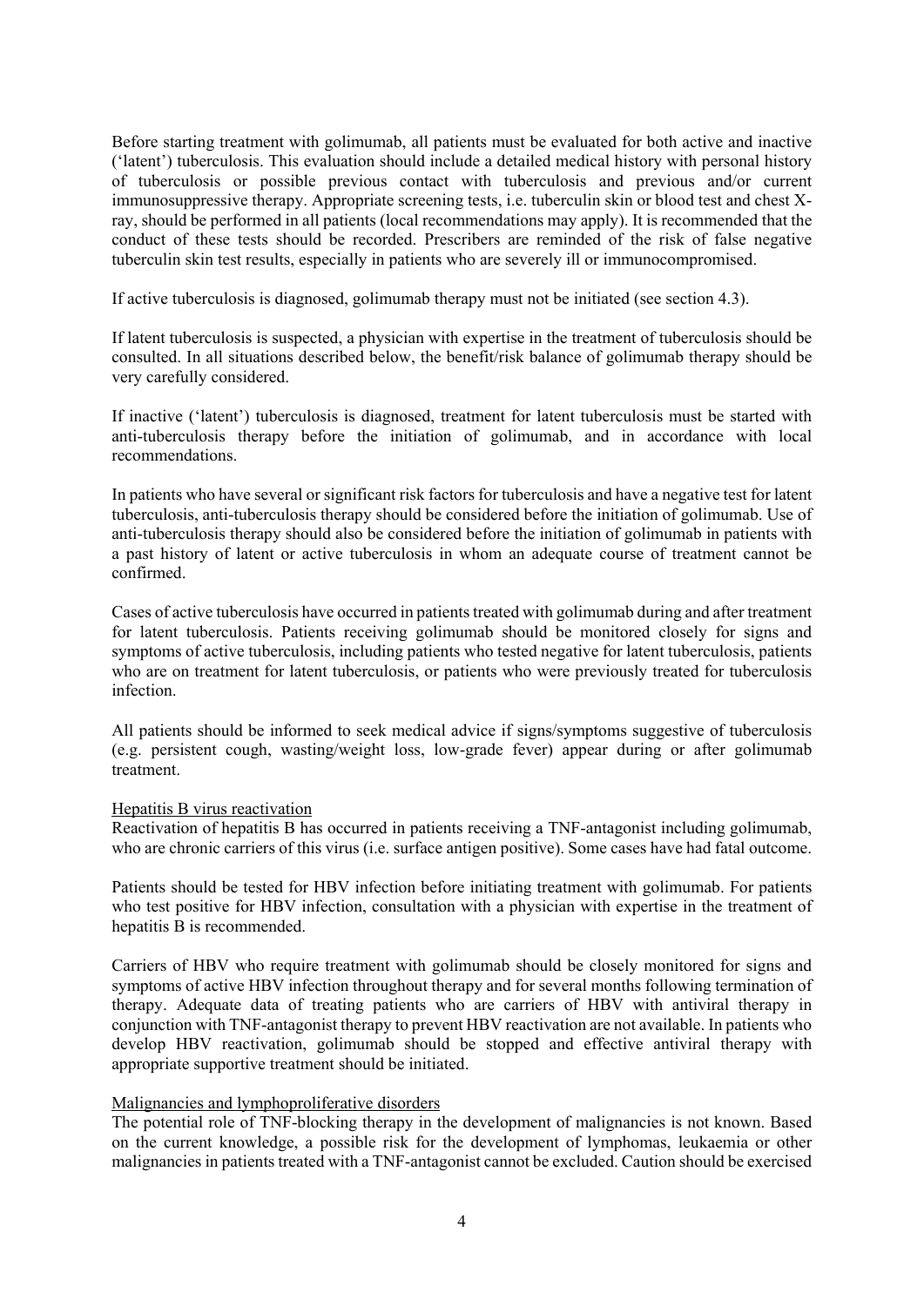Before starting treatment with golimumab, all patients must be evaluated for both active and inactive ('latent') tuberculosis. This evaluation should include a detailed medical history with personal history of tuberculosis or possible previous contact with tuberculosis and previous and/or current immunosuppressive therapy. Appropriate screening tests, i.e. tuberculin skin or blood test and chest X-ray, should be performed in all patients (local recommendations may apply). It is recommended that the conduct of these tests should be recorded. Prescribers are reminded of the risk of false negative tuberculin skin test results, especially in patients who are severely ill or immunocompromised.

If active tuberculosis is diagnosed, golimumab therapy must not be initiated (see section 4.3).

If latent tuberculosis is suspected, a physician with expertise in the treatment of tuberculosis should be consulted. In all situations described below, the benefit/risk balance of golimumab therapy should be very carefully considered.

If inactive ('latent') tuberculosis is diagnosed, treatment for latent tuberculosis must be started with anti-tuberculosis therapy before the initiation of golimumab, and in accordance with local recommendations.

In patients who have several or significant risk factors for tuberculosis and have a negative test for latent tuberculosis, anti-tuberculosis therapy should be considered before the initiation of golimumab. Use of anti-tuberculosis therapy should also be considered before the initiation of golimumab in patients with a past history of latent or active tuberculosis in whom an adequate course of treatment cannot be confirmed.

Cases of active tuberculosis have occurred in patients treated with golimumab during and after treatment for latent tuberculosis. Patients receiving golimumab should be monitored closely for signs and symptoms of active tuberculosis, including patients who tested negative for latent tuberculosis, patients who are on treatment for latent tuberculosis, or patients who were previously treated for tuberculosis infection.

All patients should be informed to seek medical advice if signs/symptoms suggestive of tuberculosis (e.g. persistent cough, wasting/weight loss, low-grade fever) appear during or after golimumab treatment.

Hepatitis B virus reactivation

Reactivation of hepatitis B has occurred in patients receiving a TNF-antagonist including golimumab, who are chronic carriers of this virus (i.e. surface antigen positive). Some cases have had fatal outcome.

Patients should be tested for HBV infection before initiating treatment with golimumab. For patients who test positive for HBV infection, consultation with a physician with expertise in the treatment of hepatitis B is recommended.

Carriers of HBV who require treatment with golimumab should be closely monitored for signs and symptoms of active HBV infection throughout therapy and for several months following termination of therapy. Adequate data of treating patients who are carriers of HBV with antiviral therapy in conjunction with TNF-antagonist therapy to prevent HBV reactivation are not available. In patients who develop HBV reactivation, golimumab should be stopped and effective antiviral therapy with appropriate supportive treatment should be initiated.

Malignancies and lymphoproliferative disorders

The potential role of TNF-blocking therapy in the development of malignancies is not known. Based on the current knowledge, a possible risk for the development of lymphomas, leukaemia or other malignancies in patients treated with a TNF-antagonist cannot be excluded. Caution should be exercised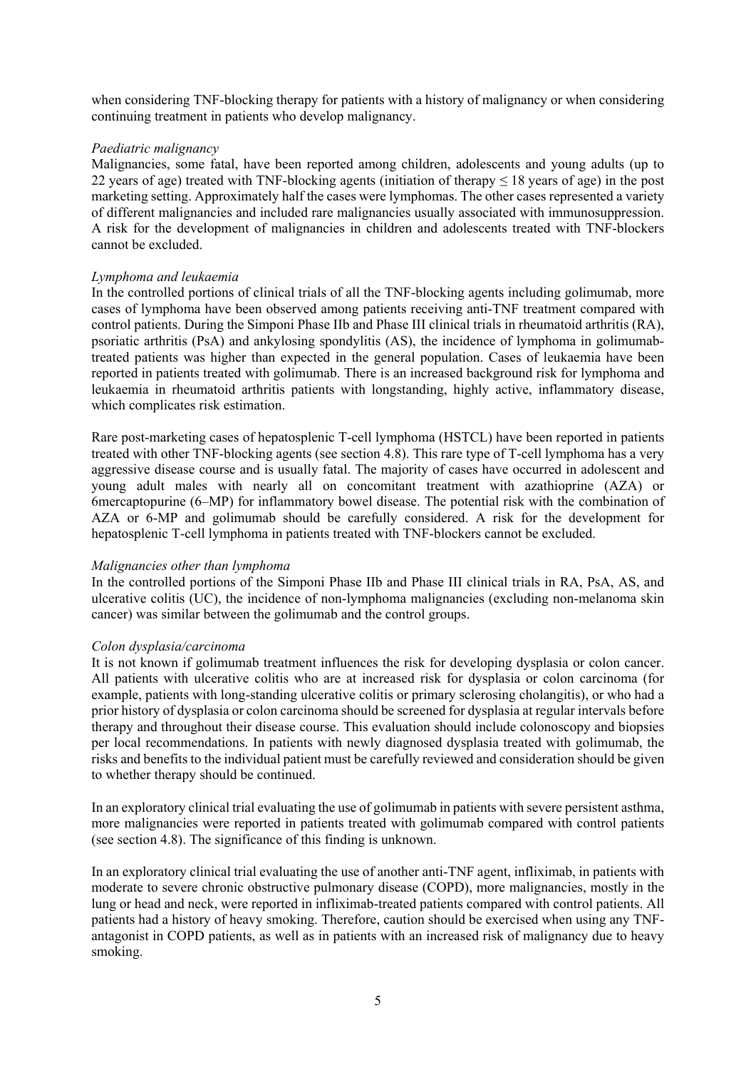when considering TNF-blocking therapy for patients with a history of malignancy or when considering continuing treatment in patients who develop malignancy.

*Paediatric malignancy*

Malignancies, some fatal, have been reported among children, adolescents and young adults (up to 22 years of age) treated with TNF-blocking agents (initiation of therapy ≤ 18 years of age) in the post marketing setting. Approximately half the cases were lymphomas. The other cases represented a variety of different malignancies and included rare malignancies usually associated with immunosuppression. A risk for the development of malignancies in children and adolescents treated with TNF-blockers cannot be excluded.

*Lymphoma and leukaemia*

In the controlled portions of clinical trials of all the TNF-blocking agents including golimumab, more cases of lymphoma have been observed among patients receiving anti-TNF treatment compared with control patients. During the Simponi Phase IIb and Phase III clinical trials in rheumatoid arthritis (RA), psoriatic arthritis (PsA) and ankylosing spondylitis (AS), the incidence of lymphoma in golimumab-treated patients was higher than expected in the general population. Cases of leukaemia have been reported in patients treated with golimumab. There is an increased background risk for lymphoma and leukaemia in rheumatoid arthritis patients with longstanding, highly active, inflammatory disease, which complicates risk estimation.

Rare post-marketing cases of hepatosplenic T-cell lymphoma (HSTCL) have been reported in patients treated with other TNF-blocking agents (see section 4.8). This rare type of T-cell lymphoma has a very aggressive disease course and is usually fatal. The majority of cases have occurred in adolescent and young adult males with nearly all on concomitant treatment with azathioprine (AZA) or 6mercaptopurine (6–MP) for inflammatory bowel disease. The potential risk with the combination of AZA or 6-MP and golimumab should be carefully considered. A risk for the development for hepatosplenic T-cell lymphoma in patients treated with TNF-blockers cannot be excluded.

*Malignancies other than lymphoma*

In the controlled portions of the Simponi Phase IIb and Phase III clinical trials in RA, PsA, AS, and ulcerative colitis (UC), the incidence of non-lymphoma malignancies (excluding non-melanoma skin cancer) was similar between the golimumab and the control groups.

*Colon dysplasia/carcinoma*

It is not known if golimumab treatment influences the risk for developing dysplasia or colon cancer. All patients with ulcerative colitis who are at increased risk for dysplasia or colon carcinoma (for example, patients with long-standing ulcerative colitis or primary sclerosing cholangitis), or who had a prior history of dysplasia or colon carcinoma should be screened for dysplasia at regular intervals before therapy and throughout their disease course. This evaluation should include colonoscopy and biopsies per local recommendations. In patients with newly diagnosed dysplasia treated with golimumab, the risks and benefits to the individual patient must be carefully reviewed and consideration should be given to whether therapy should be continued.

In an exploratory clinical trial evaluating the use of golimumab in patients with severe persistent asthma, more malignancies were reported in patients treated with golimumab compared with control patients (see section 4.8). The significance of this finding is unknown.

In an exploratory clinical trial evaluating the use of another anti-TNF agent, infliximab, in patients with moderate to severe chronic obstructive pulmonary disease (COPD), more malignancies, mostly in the lung or head and neck, were reported in infliximab-treated patients compared with control patients. All patients had a history of heavy smoking. Therefore, caution should be exercised when using any TNF-antagonist in COPD patients, as well as in patients with an increased risk of malignancy due to heavy smoking.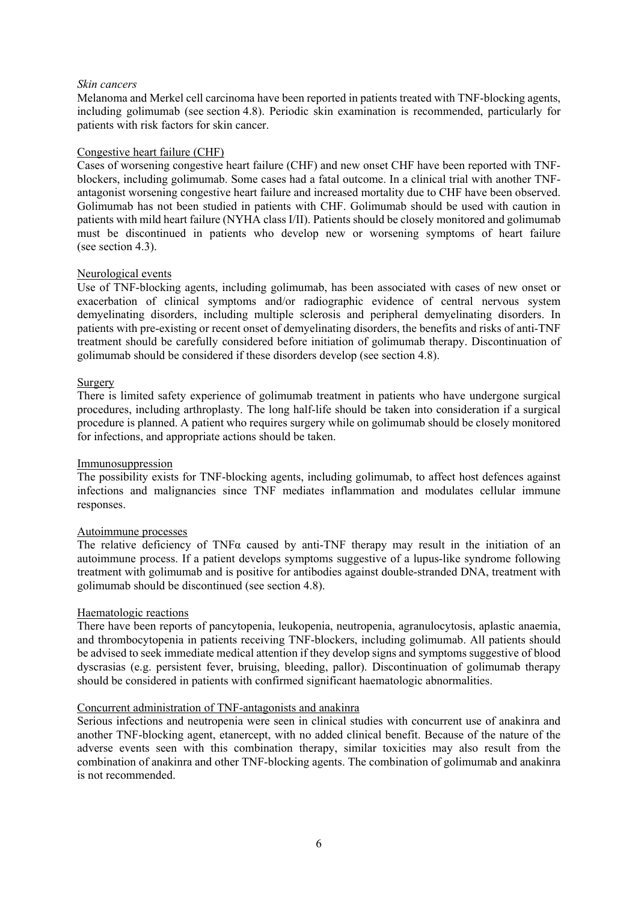*Skin cancers*

Melanoma and Merkel cell carcinoma have been reported in patients treated with TNF-blocking agents, including golimumab (see section 4.8). Periodic skin examination is recommended, particularly for patients with risk factors for skin cancer.

Congestive heart failure (CHF)

Cases of worsening congestive heart failure (CHF) and new onset CHF have been reported with TNF-blockers, including golimumab. Some cases had a fatal outcome. In a clinical trial with another TNF-antagonist worsening congestive heart failure and increased mortality due to CHF have been observed. Golimumab has not been studied in patients with CHF. Golimumab should be used with caution in patients with mild heart failure (NYHA class I/II). Patients should be closely monitored and golimumab must be discontinued in patients who develop new or worsening symptoms of heart failure (see section 4.3).

Neurological events

Use of TNF-blocking agents, including golimumab, has been associated with cases of new onset or exacerbation of clinical symptoms and/or radiographic evidence of central nervous system demyelinating disorders, including multiple sclerosis and peripheral demyelinating disorders. In patients with pre-existing or recent onset of demyelinating disorders, the benefits and risks of anti-TNF treatment should be carefully considered before initiation of golimumab therapy. Discontinuation of golimumab should be considered if these disorders develop (see section 4.8).

Surgery

There is limited safety experience of golimumab treatment in patients who have undergone surgical procedures, including arthroplasty. The long half-life should be taken into consideration if a surgical procedure is planned. A patient who requires surgery while on golimumab should be closely monitored for infections, and appropriate actions should be taken.

Immunosuppression

The possibility exists for TNF-blocking agents, including golimumab, to affect host defences against infections and malignancies since TNF mediates inflammation and modulates cellular immune responses.

Autoimmune processes

The relative deficiency of TNFα caused by anti-TNF therapy may result in the initiation of an autoimmune process. If a patient develops symptoms suggestive of a lupus-like syndrome following treatment with golimumab and is positive for antibodies against double-stranded DNA, treatment with golimumab should be discontinued (see section 4.8).

Haematologic reactions

There have been reports of pancytopenia, leukopenia, neutropenia, agranulocytosis, aplastic anaemia, and thrombocytopenia in patients receiving TNF-blockers, including golimumab. All patients should be advised to seek immediate medical attention if they develop signs and symptoms suggestive of blood dyscrasias (e.g. persistent fever, bruising, bleeding, pallor). Discontinuation of golimumab therapy should be considered in patients with confirmed significant haematologic abnormalities.

Concurrent administration of TNF-antagonists and anakinra

Serious infections and neutropenia were seen in clinical studies with concurrent use of anakinra and another TNF-blocking agent, etanercept, with no added clinical benefit. Because of the nature of the adverse events seen with this combination therapy, similar toxicities may also result from the combination of anakinra and other TNF-blocking agents. The combination of golimumab and anakinra is not recommended.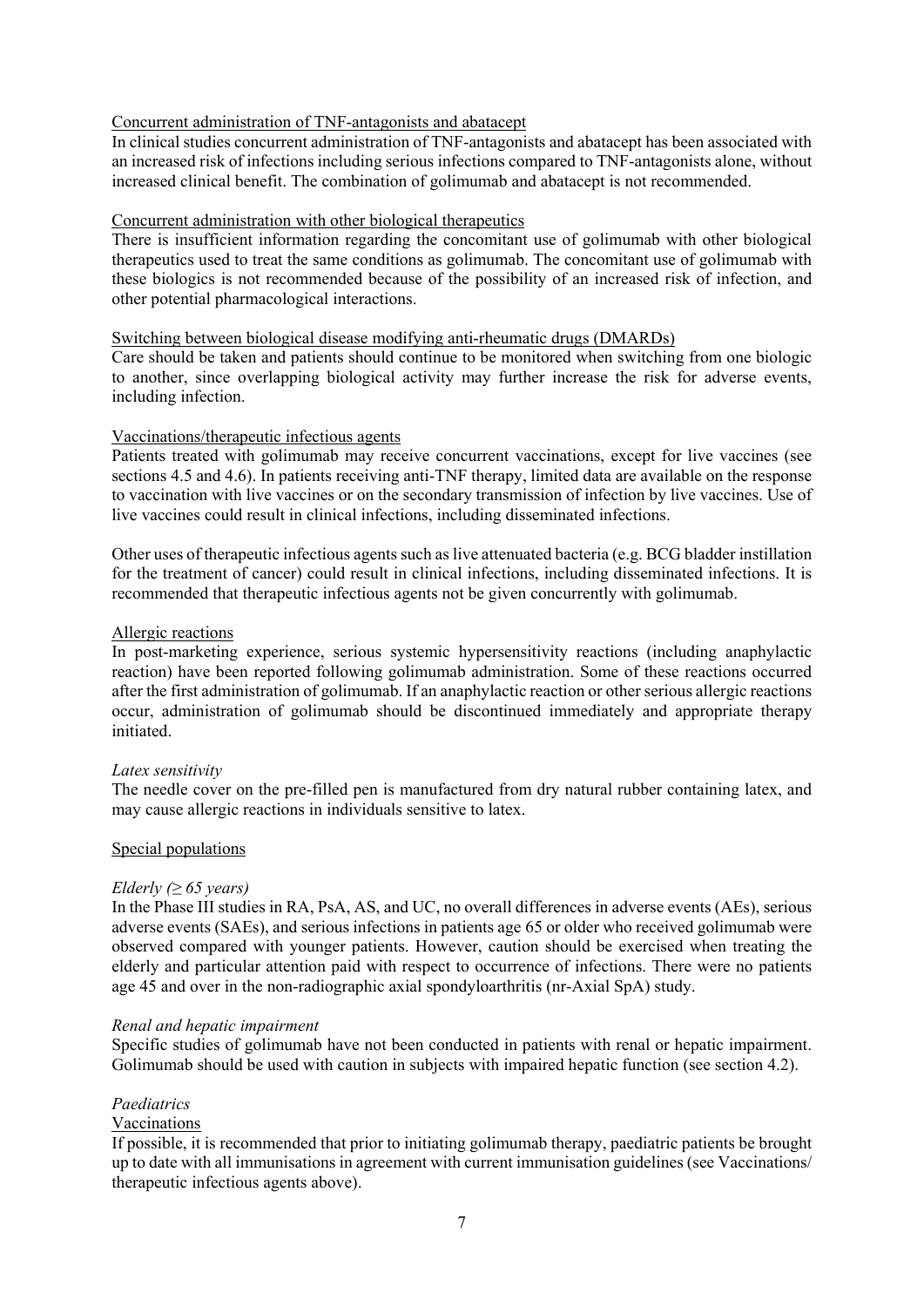Concurrent administration of TNF-antagonists and abatacept

In clinical studies concurrent administration of TNF-antagonists and abatacept has been associated with an increased risk of infections including serious infections compared to TNF-antagonists alone, without increased clinical benefit. The combination of golimumab and abatacept is not recommended.

Concurrent administration with other biological therapeutics

There is insufficient information regarding the concomitant use of golimumab with other biological therapeutics used to treat the same conditions as golimumab. The concomitant use of golimumab with these biologics is not recommended because of the possibility of an increased risk of infection, and other potential pharmacological interactions.

Switching between biological disease modifying anti-rheumatic drugs (DMARDs)

Care should be taken and patients should continue to be monitored when switching from one biologic to another, since overlapping biological activity may further increase the risk for adverse events, including infection.

Vaccinations/therapeutic infectious agents

Patients treated with golimumab may receive concurrent vaccinations, except for live vaccines (see sections 4.5 and 4.6). In patients receiving anti-TNF therapy, limited data are available on the response to vaccination with live vaccines or on the secondary transmission of infection by live vaccines. Use of live vaccines could result in clinical infections, including disseminated infections.

Other uses of therapeutic infectious agents such as live attenuated bacteria (e.g. BCG bladder instillation for the treatment of cancer) could result in clinical infections, including disseminated infections. It is recommended that therapeutic infectious agents not be given concurrently with golimumab.

Allergic reactions

In post-marketing experience, serious systemic hypersensitivity reactions (including anaphylactic reaction) have been reported following golimumab administration. Some of these reactions occurred after the first administration of golimumab. If an anaphylactic reaction or other serious allergic reactions occur, administration of golimumab should be discontinued immediately and appropriate therapy initiated.

*Latex sensitivity*

The needle cover on the pre-filled pen is manufactured from dry natural rubber containing latex, and may cause allergic reactions in individuals sensitive to latex.

Special populations

*Elderly (≥ 65 years)*

In the Phase III studies in RA, PsA, AS, and UC, no overall differences in adverse events (AEs), serious adverse events (SAEs), and serious infections in patients age 65 or older who received golimumab were observed compared with younger patients. However, caution should be exercised when treating the elderly and particular attention paid with respect to occurrence of infections. There were no patients age 45 and over in the non-radiographic axial spondyloarthritis (nr-Axial SpA) study.

*Renal and hepatic impairment*

Specific studies of golimumab have not been conducted in patients with renal or hepatic impairment. Golimumab should be used with caution in subjects with impaired hepatic function (see section 4.2).

*Paediatrics*

Vaccinations

If possible, it is recommended that prior to initiating golimumab therapy, paediatric patients be brought up to date with all immunisations in agreement with current immunisation guidelines (see Vaccinations/ therapeutic infectious agents above).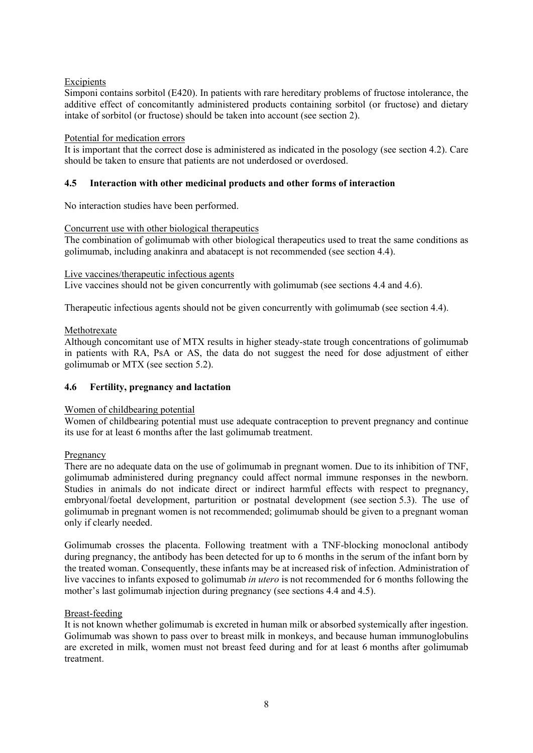Excipients

Simponi contains sorbitol (E420). In patients with rare hereditary problems of fructose intolerance, the additive effect of concomitantly administered products containing sorbitol (or fructose) and dietary intake of sorbitol (or fructose) should be taken into account (see section 2).

Potential for medication errors

It is important that the correct dose is administered as indicated in the posology (see section 4.2). Care should be taken to ensure that patients are not underdosed or overdosed.

## 4.5 Interaction with other medicinal products and other forms of interaction

No interaction studies have been performed.

Concurrent use with other biological therapeutics

The combination of golimumab with other biological therapeutics used to treat the same conditions as golimumab, including anakinra and abatacept is not recommended (see section 4.4).

Live vaccines/therapeutic infectious agents

Live vaccines should not be given concurrently with golimumab (see sections 4.4 and 4.6).

Therapeutic infectious agents should not be given concurrently with golimumab (see section 4.4).

Methotrexate

Although concomitant use of MTX results in higher steady-state trough concentrations of golimumab in patients with RA, PsA or AS, the data do not suggest the need for dose adjustment of either golimumab or MTX (see section 5.2).

## 4.6 Fertility, pregnancy and lactation

Women of childbearing potential

Women of childbearing potential must use adequate contraception to prevent pregnancy and continue its use for at least 6 months after the last golimumab treatment.

Pregnancy

There are no adequate data on the use of golimumab in pregnant women. Due to its inhibition of TNF, golimumab administered during pregnancy could affect normal immune responses in the newborn. Studies in animals do not indicate direct or indirect harmful effects with respect to pregnancy, embryonal/foetal development, parturition or postnatal development (see section 5.3). The use of golimumab in pregnant women is not recommended; golimumab should be given to a pregnant woman only if clearly needed.

Golimumab crosses the placenta. Following treatment with a TNF-blocking monoclonal antibody during pregnancy, the antibody has been detected for up to 6 months in the serum of the infant born by the treated woman. Consequently, these infants may be at increased risk of infection. Administration of live vaccines to infants exposed to golimumab *in utero* is not recommended for 6 months following the mother's last golimumab injection during pregnancy (see sections 4.4 and 4.5).

Breast-feeding

It is not known whether golimumab is excreted in human milk or absorbed systemically after ingestion. Golimumab was shown to pass over to breast milk in monkeys, and because human immunoglobulins are excreted in milk, women must not breast feed during and for at least 6 months after golimumab treatment.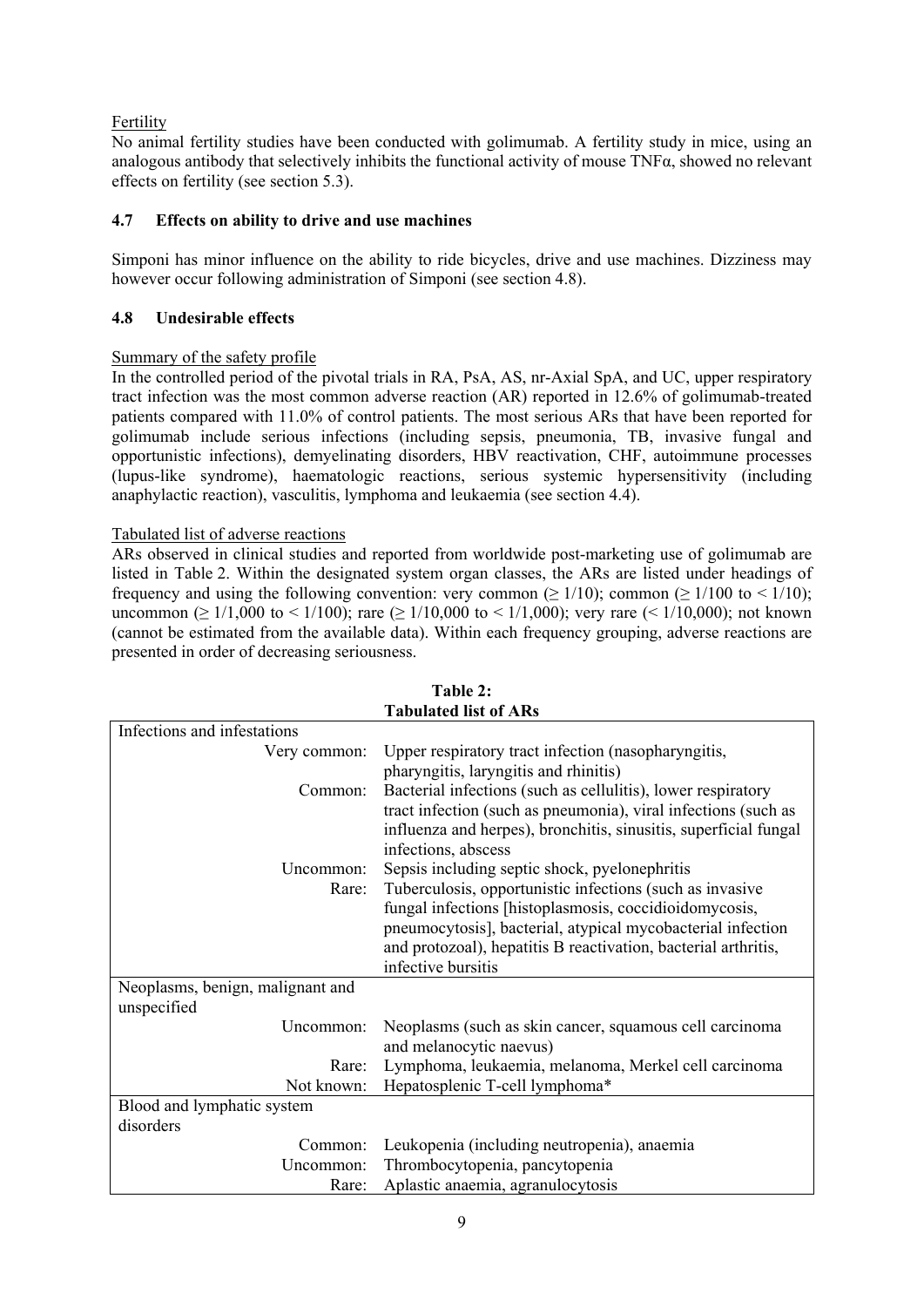Fertility

No animal fertility studies have been conducted with golimumab. A fertility study in mice, using an analogous antibody that selectively inhibits the functional activity of mouse TNFα, showed no relevant effects on fertility (see section 5.3).

## 4.7 Effects on ability to drive and use machines

Simponi has minor influence on the ability to ride bicycles, drive and use machines. Dizziness may however occur following administration of Simponi (see section 4.8).

## 4.8 Undesirable effects

Summary of the safety profile

In the controlled period of the pivotal trials in RA, PsA, AS, nr-Axial SpA, and UC, upper respiratory tract infection was the most common adverse reaction (AR) reported in 12.6% of golimumab-treated patients compared with 11.0% of control patients. The most serious ARs that have been reported for golimumab include serious infections (including sepsis, pneumonia, TB, invasive fungal and opportunistic infections), demyelinating disorders, HBV reactivation, CHF, autoimmune processes (lupus-like syndrome), haematologic reactions, serious systemic hypersensitivity (including anaphylactic reaction), vasculitis, lymphoma and leukaemia (see section 4.4).

Tabulated list of adverse reactions

ARs observed in clinical studies and reported from worldwide post-marketing use of golimumab are listed in Table 2. Within the designated system organ classes, the ARs are listed under headings of frequency and using the following convention: very common (≥ 1/10); common (≥ 1/100 to < 1/10); uncommon (≥ 1/1,000 to < 1/100); rare (≥ 1/10,000 to < 1/1,000); very rare (< 1/10,000); not known (cannot be estimated from the available data). Within each frequency grouping, adverse reactions are presented in order of decreasing seriousness.

**Table 2:**
**Tabulated list of ARs**

| | |
|---|---|
| Infections and infestations | |
| Very common: | Upper respiratory tract infection (nasopharyngitis, pharyngitis, laryngitis and rhinitis) |
| Common: | Bacterial infections (such as cellulitis), lower respiratory tract infection (such as pneumonia), viral infections (such as influenza and herpes), bronchitis, sinusitis, superficial fungal infections, abscess |
| Uncommon: | Sepsis including septic shock, pyelonephritis |
| Rare: | Tuberculosis, opportunistic infections (such as invasive fungal infections [histoplasmosis, coccidioidomycosis, pneumocytosis], bacterial, atypical mycobacterial infection and protozoal), hepatitis B reactivation, bacterial arthritis, infective bursitis |
| Neoplasms, benign, malignant and unspecified | |
| Uncommon: | Neoplasms (such as skin cancer, squamous cell carcinoma and melanocytic naevus) |
| Rare: | Lymphoma, leukaemia, melanoma, Merkel cell carcinoma |
| Not known: | Hepatosplenic T-cell lymphoma* |
| Blood and lymphatic system disorders | |
| Common: | Leukopenia (including neutropenia), anaemia |
| Uncommon: | Thrombocytopenia, pancytopenia |
| Rare: | Aplastic anaemia, agranulocytosis |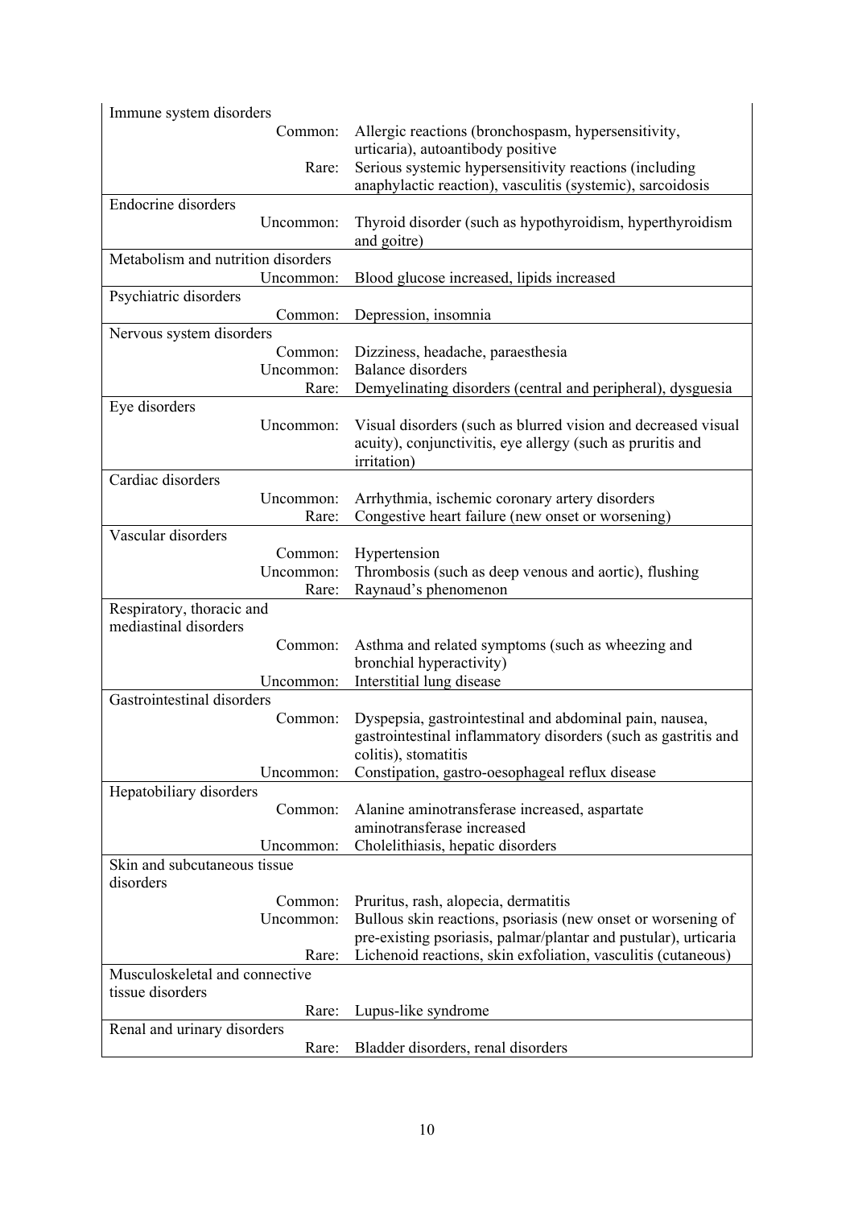| System organ class | Frequency | Adverse reaction |
|---|---|---|
| Immune system disorders | | |
| | Common: | Allergic reactions (bronchospasm, hypersensitivity, urticaria), autoantibody positive |
| | Rare: | Serious systemic hypersensitivity reactions (including anaphylactic reaction), vasculitis (systemic), sarcoidosis |
| Endocrine disorders | | |
| | Uncommon: | Thyroid disorder (such as hypothyroidism, hyperthyroidism and goitre) |
| Metabolism and nutrition disorders | | |
| | Uncommon: | Blood glucose increased, lipids increased |
| Psychiatric disorders | | |
| | Common: | Depression, insomnia |
| Nervous system disorders | | |
| | Common: | Dizziness, headache, paraesthesia |
| | Uncommon: | Balance disorders |
| | Rare: | Demyelinating disorders (central and peripheral), dysguesia |
| Eye disorders | | |
| | Uncommon: | Visual disorders (such as blurred vision and decreased visual acuity), conjunctivitis, eye allergy (such as pruritis and irritation) |
| Cardiac disorders | | |
| | Uncommon: | Arrhythmia, ischemic coronary artery disorders |
| | Rare: | Congestive heart failure (new onset or worsening) |
| Vascular disorders | | |
| | Common: | Hypertension |
| | Uncommon: | Thrombosis (such as deep venous and aortic), flushing |
| | Rare: | Raynaud's phenomenon |
| Respiratory, thoracic and mediastinal disorders | | |
| | Common: | Asthma and related symptoms (such as wheezing and bronchial hyperactivity) |
| | Uncommon: | Interstitial lung disease |
| Gastrointestinal disorders | | |
| | Common: | Dyspepsia, gastrointestinal and abdominal pain, nausea, gastrointestinal inflammatory disorders (such as gastritis and colitis), stomatitis |
| | Uncommon: | Constipation, gastro-oesophageal reflux disease |
| Hepatobiliary disorders | | |
| | Common: | Alanine aminotransferase increased, aspartate aminotransferase increased |
| | Uncommon: | Cholelithiasis, hepatic disorders |
| Skin and subcutaneous tissue disorders | | |
| | Common: | Pruritus, rash, alopecia, dermatitis |
| | Uncommon: | Bullous skin reactions, psoriasis (new onset or worsening of pre-existing psoriasis, palmar/plantar and pustular), urticaria |
| | Rare: | Lichenoid reactions, skin exfoliation, vasculitis (cutaneous) |
| Musculoskeletal and connective tissue disorders | | |
| | Rare: | Lupus-like syndrome |
| Renal and urinary disorders | | |
| | Rare: | Bladder disorders, renal disorders |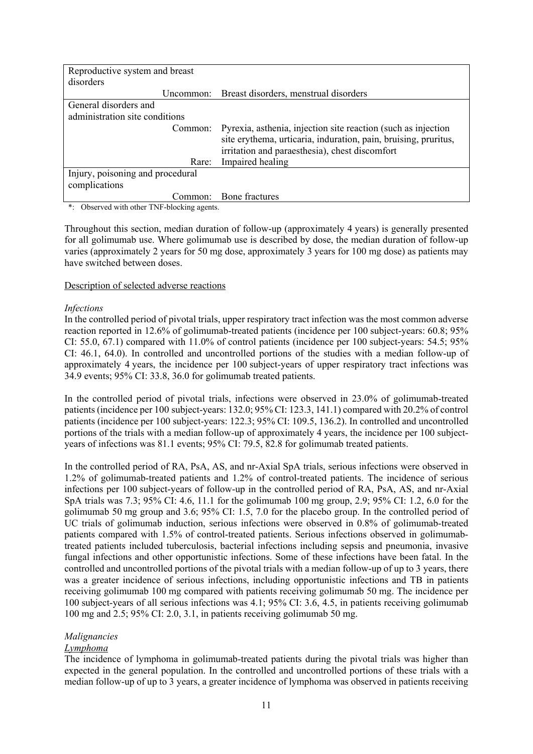| | |
|---|---|
| Reproductive system and breast disorders | |
| Uncommon: | Breast disorders, menstrual disorders |
| General disorders and administration site conditions | |
| Common: | Pyrexia, asthenia, injection site reaction (such as injection site erythema, urticaria, induration, pain, bruising, pruritus, irritation and paraesthesia), chest discomfort |
| Rare: | Impaired healing |
| Injury, poisoning and procedural complications | |
| Common: | Bone fractures |

*: Observed with other TNF-blocking agents.

Throughout this section, median duration of follow-up (approximately 4 years) is generally presented for all golimumab use. Where golimumab use is described by dose, the median duration of follow-up varies (approximately 2 years for 50 mg dose, approximately 3 years for 100 mg dose) as patients may have switched between doses.

Description of selected adverse reactions

*Infections*

In the controlled period of pivotal trials, upper respiratory tract infection was the most common adverse reaction reported in 12.6% of golimumab-treated patients (incidence per 100 subject-years: 60.8; 95% CI: 55.0, 67.1) compared with 11.0% of control patients (incidence per 100 subject-years: 54.5; 95% CI: 46.1, 64.0). In controlled and uncontrolled portions of the studies with a median follow-up of approximately 4 years, the incidence per 100 subject-years of upper respiratory tract infections was 34.9 events; 95% CI: 33.8, 36.0 for golimumab treated patients.

In the controlled period of pivotal trials, infections were observed in 23.0% of golimumab-treated patients (incidence per 100 subject-years: 132.0; 95% CI: 123.3, 141.1) compared with 20.2% of control patients (incidence per 100 subject-years: 122.3; 95% CI: 109.5, 136.2). In controlled and uncontrolled portions of the trials with a median follow-up of approximately 4 years, the incidence per 100 subject-years of infections was 81.1 events; 95% CI: 79.5, 82.8 for golimumab treated patients.

In the controlled period of RA, PsA, AS, and nr-Axial SpA trials, serious infections were observed in 1.2% of golimumab-treated patients and 1.2% of control-treated patients. The incidence of serious infections per 100 subject-years of follow-up in the controlled period of RA, PsA, AS, and nr-Axial SpA trials was 7.3; 95% CI: 4.6, 11.1 for the golimumab 100 mg group, 2.9; 95% CI: 1.2, 6.0 for the golimumab 50 mg group and 3.6; 95% CI: 1.5, 7.0 for the placebo group. In the controlled period of UC trials of golimumab induction, serious infections were observed in 0.8% of golimumab-treated patients compared with 1.5% of control-treated patients. Serious infections observed in golimumab-treated patients included tuberculosis, bacterial infections including sepsis and pneumonia, invasive fungal infections and other opportunistic infections. Some of these infections have been fatal. In the controlled and uncontrolled portions of the pivotal trials with a median follow-up of up to 3 years, there was a greater incidence of serious infections, including opportunistic infections and TB in patients receiving golimumab 100 mg compared with patients receiving golimumab 50 mg. The incidence per 100 subject-years of all serious infections was 4.1; 95% CI: 3.6, 4.5, in patients receiving golimumab 100 mg and 2.5; 95% CI: 2.0, 3.1, in patients receiving golimumab 50 mg.

*Malignancies*

*Lymphoma*

The incidence of lymphoma in golimumab-treated patients during the pivotal trials was higher than expected in the general population. In the controlled and uncontrolled portions of these trials with a median follow-up of up to 3 years, a greater incidence of lymphoma was observed in patients receiving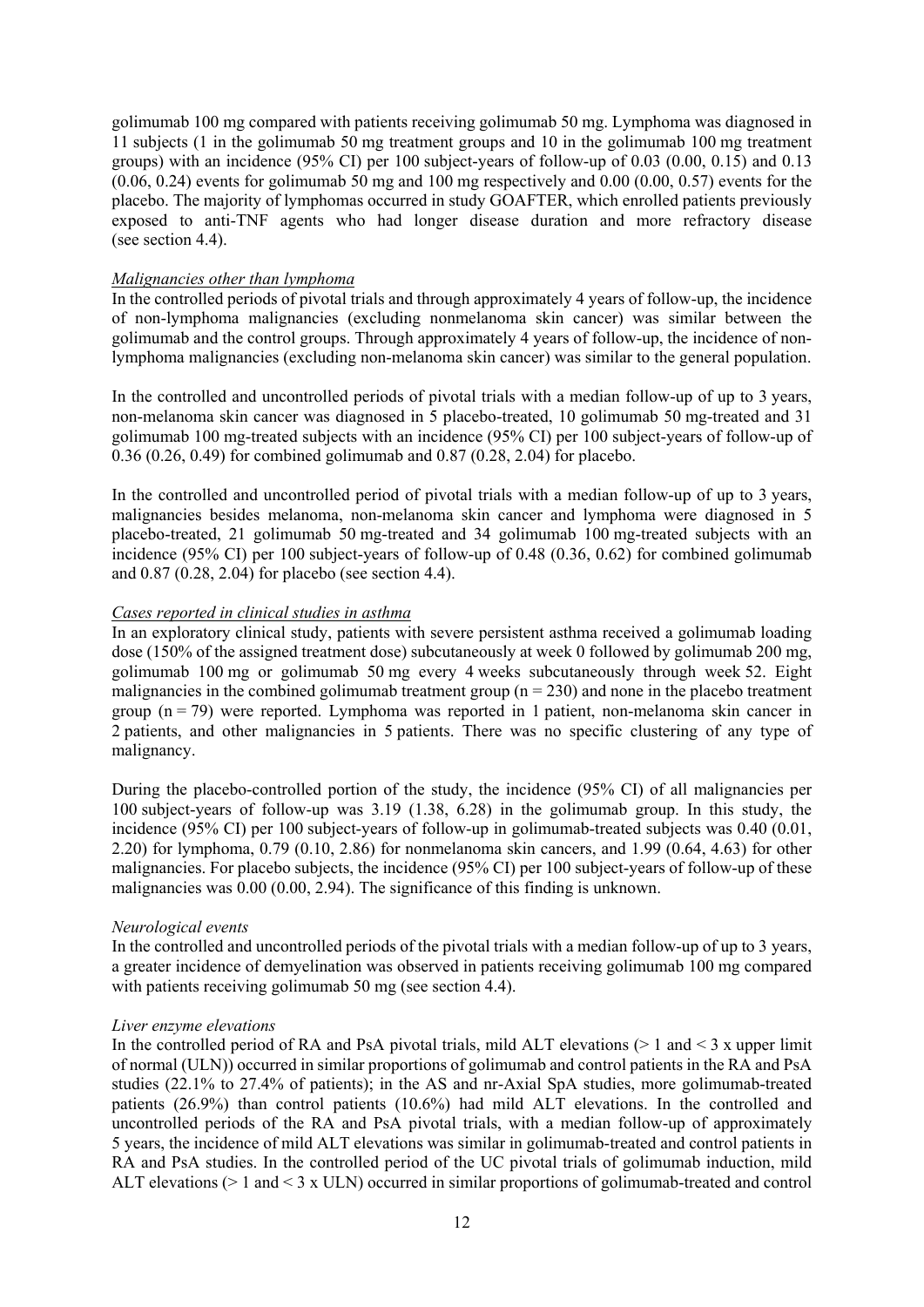golimumab 100 mg compared with patients receiving golimumab 50 mg. Lymphoma was diagnosed in 11 subjects (1 in the golimumab 50 mg treatment groups and 10 in the golimumab 100 mg treatment groups) with an incidence (95% CI) per 100 subject-years of follow-up of 0.03 (0.00, 0.15) and 0.13 (0.06, 0.24) events for golimumab 50 mg and 100 mg respectively and 0.00 (0.00, 0.57) events for the placebo. The majority of lymphomas occurred in study GOAFTER, which enrolled patients previously exposed to anti-TNF agents who had longer disease duration and more refractory disease (see section 4.4).

*Malignancies other than lymphoma*

In the controlled periods of pivotal trials and through approximately 4 years of follow-up, the incidence of non-lymphoma malignancies (excluding nonmelanoma skin cancer) was similar between the golimumab and the control groups. Through approximately 4 years of follow-up, the incidence of non-lymphoma malignancies (excluding non-melanoma skin cancer) was similar to the general population.

In the controlled and uncontrolled periods of pivotal trials with a median follow-up of up to 3 years, non-melanoma skin cancer was diagnosed in 5 placebo-treated, 10 golimumab 50 mg-treated and 31 golimumab 100 mg-treated subjects with an incidence (95% CI) per 100 subject-years of follow-up of 0.36 (0.26, 0.49) for combined golimumab and 0.87 (0.28, 2.04) for placebo.

In the controlled and uncontrolled period of pivotal trials with a median follow-up of up to 3 years, malignancies besides melanoma, non-melanoma skin cancer and lymphoma were diagnosed in 5 placebo-treated, 21 golimumab 50 mg-treated and 34 golimumab 100 mg-treated subjects with an incidence (95% CI) per 100 subject-years of follow-up of 0.48 (0.36, 0.62) for combined golimumab and 0.87 (0.28, 2.04) for placebo (see section 4.4).

*Cases reported in clinical studies in asthma*

In an exploratory clinical study, patients with severe persistent asthma received a golimumab loading dose (150% of the assigned treatment dose) subcutaneously at week 0 followed by golimumab 200 mg, golimumab 100 mg or golimumab 50 mg every 4 weeks subcutaneously through week 52. Eight malignancies in the combined golimumab treatment group (n = 230) and none in the placebo treatment group (n = 79) were reported. Lymphoma was reported in 1 patient, non-melanoma skin cancer in 2 patients, and other malignancies in 5 patients. There was no specific clustering of any type of malignancy.

During the placebo-controlled portion of the study, the incidence (95% CI) of all malignancies per 100 subject-years of follow-up was 3.19 (1.38, 6.28) in the golimumab group. In this study, the incidence (95% CI) per 100 subject-years of follow-up in golimumab-treated subjects was 0.40 (0.01, 2.20) for lymphoma, 0.79 (0.10, 2.86) for nonmelanoma skin cancers, and 1.99 (0.64, 4.63) for other malignancies. For placebo subjects, the incidence (95% CI) per 100 subject-years of follow-up of these malignancies was 0.00 (0.00, 2.94). The significance of this finding is unknown.

*Neurological events*

In the controlled and uncontrolled periods of the pivotal trials with a median follow-up of up to 3 years, a greater incidence of demyelination was observed in patients receiving golimumab 100 mg compared with patients receiving golimumab 50 mg (see section 4.4).

*Liver enzyme elevations*

In the controlled period of RA and PsA pivotal trials, mild ALT elevations (> 1 and < 3 x upper limit of normal (ULN)) occurred in similar proportions of golimumab and control patients in the RA and PsA studies (22.1% to 27.4% of patients); in the AS and nr-Axial SpA studies, more golimumab-treated patients (26.9%) than control patients (10.6%) had mild ALT elevations. In the controlled and uncontrolled periods of the RA and PsA pivotal trials, with a median follow-up of approximately 5 years, the incidence of mild ALT elevations was similar in golimumab-treated and control patients in RA and PsA studies. In the controlled period of the UC pivotal trials of golimumab induction, mild ALT elevations (> 1 and < 3 x ULN) occurred in similar proportions of golimumab-treated and control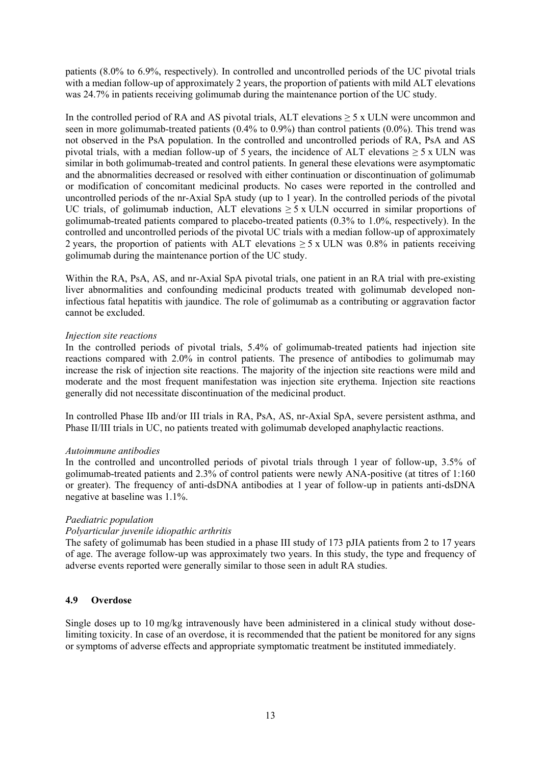patients (8.0% to 6.9%, respectively). In controlled and uncontrolled periods of the UC pivotal trials with a median follow-up of approximately 2 years, the proportion of patients with mild ALT elevations was 24.7% in patients receiving golimumab during the maintenance portion of the UC study.

In the controlled period of RA and AS pivotal trials, ALT elevations ≥ 5 x ULN were uncommon and seen in more golimumab-treated patients (0.4% to 0.9%) than control patients (0.0%). This trend was not observed in the PsA population. In the controlled and uncontrolled periods of RA, PsA and AS pivotal trials, with a median follow-up of 5 years, the incidence of ALT elevations ≥ 5 x ULN was similar in both golimumab-treated and control patients. In general these elevations were asymptomatic and the abnormalities decreased or resolved with either continuation or discontinuation of golimumab or modification of concomitant medicinal products. No cases were reported in the controlled and uncontrolled periods of the nr-Axial SpA study (up to 1 year). In the controlled periods of the pivotal UC trials, of golimumab induction, ALT elevations ≥ 5 x ULN occurred in similar proportions of golimumab-treated patients compared to placebo-treated patients (0.3% to 1.0%, respectively). In the controlled and uncontrolled periods of the pivotal UC trials with a median follow-up of approximately 2 years, the proportion of patients with ALT elevations ≥ 5 x ULN was 0.8% in patients receiving golimumab during the maintenance portion of the UC study.

Within the RA, PsA, AS, and nr-Axial SpA pivotal trials, one patient in an RA trial with pre-existing liver abnormalities and confounding medicinal products treated with golimumab developed non-infectious fatal hepatitis with jaundice. The role of golimumab as a contributing or aggravation factor cannot be excluded.

*Injection site reactions*

In the controlled periods of pivotal trials, 5.4% of golimumab-treated patients had injection site reactions compared with 2.0% in control patients. The presence of antibodies to golimumab may increase the risk of injection site reactions. The majority of the injection site reactions were mild and moderate and the most frequent manifestation was injection site erythema. Injection site reactions generally did not necessitate discontinuation of the medicinal product.

In controlled Phase IIb and/or III trials in RA, PsA, AS, nr-Axial SpA, severe persistent asthma, and Phase II/III trials in UC, no patients treated with golimumab developed anaphylactic reactions.

*Autoimmune antibodies*

In the controlled and uncontrolled periods of pivotal trials through 1 year of follow-up, 3.5% of golimumab-treated patients and 2.3% of control patients were newly ANA-positive (at titres of 1:160 or greater). The frequency of anti-dsDNA antibodies at 1 year of follow-up in patients anti-dsDNA negative at baseline was 1.1%.

*Paediatric population*

*Polyarticular juvenile idiopathic arthritis*

The safety of golimumab has been studied in a phase III study of 173 pJIA patients from 2 to 17 years of age. The average follow-up was approximately two years. In this study, the type and frequency of adverse events reported were generally similar to those seen in adult RA studies.

## 4.9 Overdose

Single doses up to 10 mg/kg intravenously have been administered in a clinical study without dose-limiting toxicity. In case of an overdose, it is recommended that the patient be monitored for any signs or symptoms of adverse effects and appropriate symptomatic treatment be instituted immediately.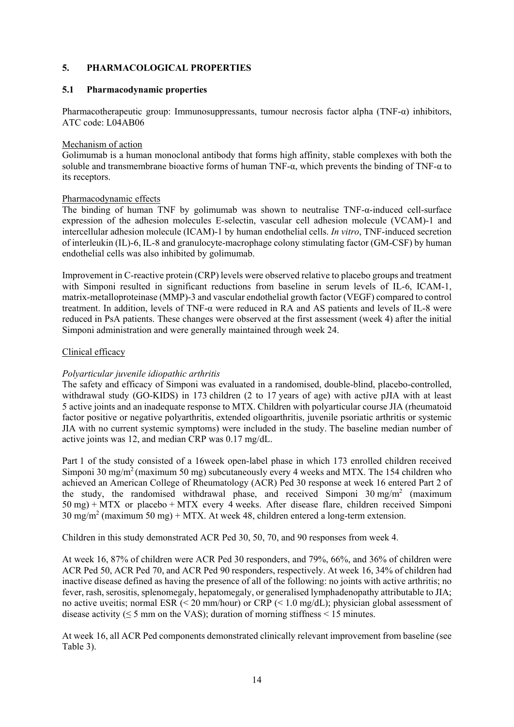## 5. PHARMACOLOGICAL PROPERTIES

### 5.1 Pharmacodynamic properties

Pharmacotherapeutic group: Immunosuppressants, tumour necrosis factor alpha (TNF-α) inhibitors, ATC code: L04AB06

Mechanism of action

Golimumab is a human monoclonal antibody that forms high affinity, stable complexes with both the soluble and transmembrane bioactive forms of human TNF-α, which prevents the binding of TNF-α to its receptors.

Pharmacodynamic effects

The binding of human TNF by golimumab was shown to neutralise TNF-α-induced cell-surface expression of the adhesion molecules E-selectin, vascular cell adhesion molecule (VCAM)-1 and intercellular adhesion molecule (ICAM)-1 by human endothelial cells. *In vitro*, TNF-induced secretion of interleukin (IL)-6, IL-8 and granulocyte-macrophage colony stimulating factor (GM-CSF) by human endothelial cells was also inhibited by golimumab.

Improvement in C-reactive protein (CRP) levels were observed relative to placebo groups and treatment with Simponi resulted in significant reductions from baseline in serum levels of IL-6, ICAM-1, matrix-metalloproteinase (MMP)-3 and vascular endothelial growth factor (VEGF) compared to control treatment. In addition, levels of TNF-α were reduced in RA and AS patients and levels of IL-8 were reduced in PsA patients. These changes were observed at the first assessment (week 4) after the initial Simponi administration and were generally maintained through week 24.

Clinical efficacy

*Polyarticular juvenile idiopathic arthritis*

The safety and efficacy of Simponi was evaluated in a randomised, double-blind, placebo-controlled, withdrawal study (GO-KIDS) in 173 children (2 to 17 years of age) with active pJIA with at least 5 active joints and an inadequate response to MTX. Children with polyarticular course JIA (rheumatoid factor positive or negative polyarthritis, extended oligoarthritis, juvenile psoriatic arthritis or systemic JIA with no current systemic symptoms) were included in the study. The baseline median number of active joints was 12, and median CRP was 0.17 mg/dL.

Part 1 of the study consisted of a 16week open-label phase in which 173 enrolled children received Simponi 30 mg/m$^2$ (maximum 50 mg) subcutaneously every 4 weeks and MTX. The 154 children who achieved an American College of Rheumatology (ACR) Ped 30 response at week 16 entered Part 2 of the study, the randomised withdrawal phase, and received Simponi 30 mg/m$^2$ (maximum 50 mg) + MTX or placebo + MTX every 4 weeks. After disease flare, children received Simponi 30 mg/m$^2$ (maximum 50 mg) + MTX. At week 48, children entered a long-term extension.

Children in this study demonstrated ACR Ped 30, 50, 70, and 90 responses from week 4.

At week 16, 87% of children were ACR Ped 30 responders, and 79%, 66%, and 36% of children were ACR Ped 50, ACR Ped 70, and ACR Ped 90 responders, respectively. At week 16, 34% of children had inactive disease defined as having the presence of all of the following: no joints with active arthritis; no fever, rash, serositis, splenomegaly, hepatomegaly, or generalised lymphadenopathy attributable to JIA; no active uveitis; normal ESR (< 20 mm/hour) or CRP (< 1.0 mg/dL); physician global assessment of disease activity (≤ 5 mm on the VAS); duration of morning stiffness < 15 minutes.

At week 16, all ACR Ped components demonstrated clinically relevant improvement from baseline (see Table 3).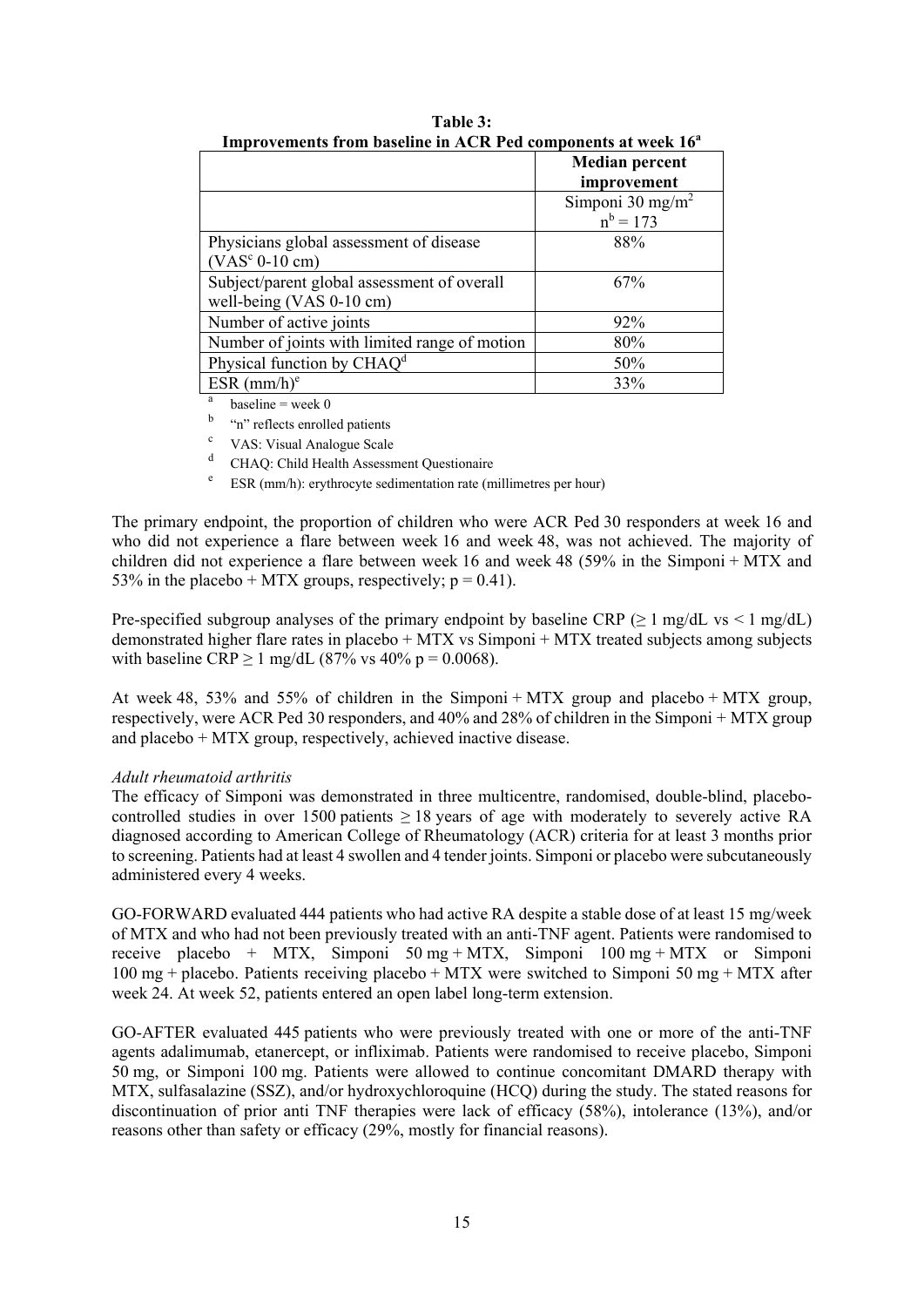**Table 3:**
**Improvements from baseline in ACR Ped components at week 16[a]**

| | Median percent improvement |
|---|---|
| | Simponi 30 mg/m$^2$ n[b] = 173 |
| Physicians global assessment of disease (VAS[c] 0-10 cm) | 88% |
| Subject/parent global assessment of overall well-being (VAS 0-10 cm) | 67% |
| Number of active joints | 92% |
| Number of joints with limited range of motion | 80% |
| Physical function by CHAQ[d] | 50% |
| ESR (mm/h)[e] | 33% |

[a] baseline = week 0
[b] "n" reflects enrolled patients
[c] VAS: Visual Analogue Scale
[d] CHAQ: Child Health Assessment Questionaire
[e] ESR (mm/h): erythrocyte sedimentation rate (millimetres per hour)

The primary endpoint, the proportion of children who were ACR Ped 30 responders at week 16 and who did not experience a flare between week 16 and week 48, was not achieved. The majority of children did not experience a flare between week 16 and week 48 (59% in the Simponi + MTX and 53% in the placebo + MTX groups, respectively; $p = 0.41$).

Pre-specified subgroup analyses of the primary endpoint by baseline CRP ($\geq 1$ mg/dL vs $< 1$ mg/dL) demonstrated higher flare rates in placebo + MTX vs Simponi + MTX treated subjects among subjects with baseline CRP $\geq 1$ mg/dL (87% vs 40% $p = 0.0068$).

At week 48, 53% and 55% of children in the Simponi + MTX group and placebo + MTX group, respectively, were ACR Ped 30 responders, and 40% and 28% of children in the Simponi + MTX group and placebo + MTX group, respectively, achieved inactive disease.

*Adult rheumatoid arthritis*
The efficacy of Simponi was demonstrated in three multicentre, randomised, double-blind, placebo-controlled studies in over 1500 patients $\geq 18$ years of age with moderately to severely active RA diagnosed according to American College of Rheumatology (ACR) criteria for at least 3 months prior to screening. Patients had at least 4 swollen and 4 tender joints. Simponi or placebo were subcutaneously administered every 4 weeks.

GO-FORWARD evaluated 444 patients who had active RA despite a stable dose of at least 15 mg/week of MTX and who had not been previously treated with an anti-TNF agent. Patients were randomised to receive placebo + MTX, Simponi 50 mg + MTX, Simponi 100 mg + MTX or Simponi 100 mg + placebo. Patients receiving placebo + MTX were switched to Simponi 50 mg + MTX after week 24. At week 52, patients entered an open label long-term extension.

GO-AFTER evaluated 445 patients who were previously treated with one or more of the anti-TNF agents adalimumab, etanercept, or infliximab. Patients were randomised to receive placebo, Simponi 50 mg, or Simponi 100 mg. Patients were allowed to continue concomitant DMARD therapy with MTX, sulfasalazine (SSZ), and/or hydroxychloroquine (HCQ) during the study. The stated reasons for discontinuation of prior anti TNF therapies were lack of efficacy (58%), intolerance (13%), and/or reasons other than safety or efficacy (29%, mostly for financial reasons).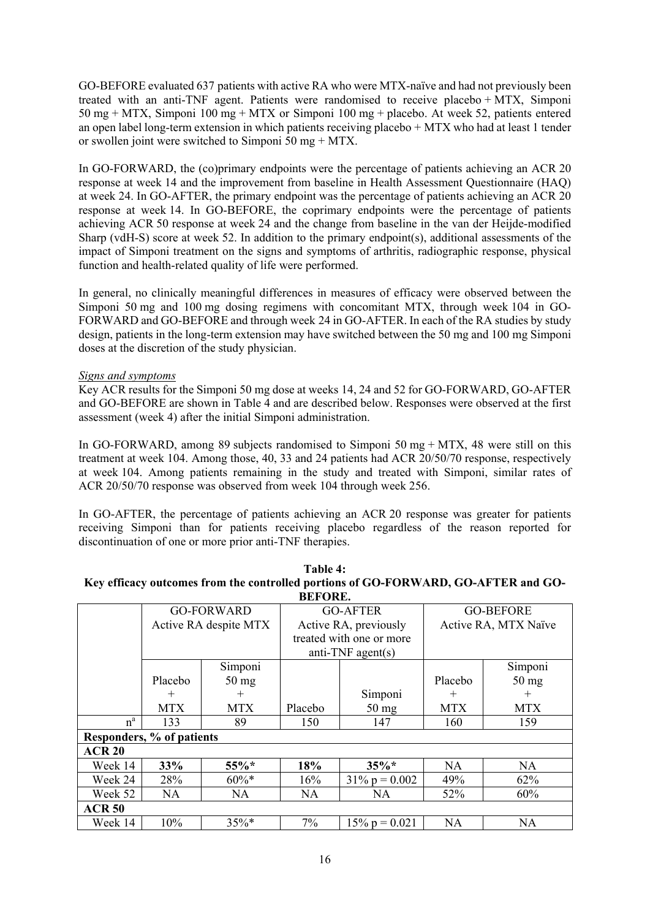GO-BEFORE evaluated 637 patients with active RA who were MTX-naïve and had not previously been treated with an anti-TNF agent. Patients were randomised to receive placebo + MTX, Simponi 50 mg + MTX, Simponi 100 mg + MTX or Simponi 100 mg + placebo. At week 52, patients entered an open label long-term extension in which patients receiving placebo + MTX who had at least 1 tender or swollen joint were switched to Simponi 50 mg + MTX.

In GO-FORWARD, the (co)primary endpoints were the percentage of patients achieving an ACR 20 response at week 14 and the improvement from baseline in Health Assessment Questionnaire (HAQ) at week 24. In GO-AFTER, the primary endpoint was the percentage of patients achieving an ACR 20 response at week 14. In GO-BEFORE, the coprimary endpoints were the percentage of patients achieving ACR 50 response at week 24 and the change from baseline in the van der Heijde-modified Sharp (vdH-S) score at week 52. In addition to the primary endpoint(s), additional assessments of the impact of Simponi treatment on the signs and symptoms of arthritis, radiographic response, physical function and health-related quality of life were performed.

In general, no clinically meaningful differences in measures of efficacy were observed between the Simponi 50 mg and 100 mg dosing regimens with concomitant MTX, through week 104 in GO-FORWARD and GO-BEFORE and through week 24 in GO-AFTER. In each of the RA studies by study design, patients in the long-term extension may have switched between the 50 mg and 100 mg Simponi doses at the discretion of the study physician.

*Signs and symptoms*

Key ACR results for the Simponi 50 mg dose at weeks 14, 24 and 52 for GO-FORWARD, GO-AFTER and GO-BEFORE are shown in Table 4 and are described below. Responses were observed at the first assessment (week 4) after the initial Simponi administration.

In GO-FORWARD, among 89 subjects randomised to Simponi 50 mg + MTX, 48 were still on this treatment at week 104. Among those, 40, 33 and 24 patients had ACR 20/50/70 response, respectively at week 104. Among patients remaining in the study and treated with Simponi, similar rates of ACR 20/50/70 response was observed from week 104 through week 256.

In GO-AFTER, the percentage of patients achieving an ACR 20 response was greater for patients receiving Simponi than for patients receiving placebo regardless of the reason reported for discontinuation of one or more prior anti-TNF therapies.

**Table 4:**
**Key efficacy outcomes from the controlled portions of GO-FORWARD, GO-AFTER and GO-BEFORE.**

| | GO-FORWARD Active RA despite MTX | | GO-AFTER Active RA, previously treated with one or more anti-TNF agent(s) | | GO-BEFORE Active RA, MTX Naïve | |
|---|---|---|---|---|---|---|
| | Placebo + MTX | Simponi 50 mg + MTX | Placebo | Simponi 50 mg | Placebo + MTX | Simponi 50 mg + MTX |
| n[a] | 133 | 89 | 150 | 147 | 160 | 159 |
| **Responders, % of patients** | | | | | | |
| **ACR 20** | | | | | | |
| Week 14 | **33%** | **55%*** | **18%** | **35%*** | NA | NA |
| Week 24 | 28% | 60%* | 16% | 31% p = 0.002 | 49% | 62% |
| Week 52 | NA | NA | NA | NA | 52% | 60% |
| **ACR 50** | | | | | | |
| Week 14 | 10% | 35%* | 7% | 15% p = 0.021 | NA | NA |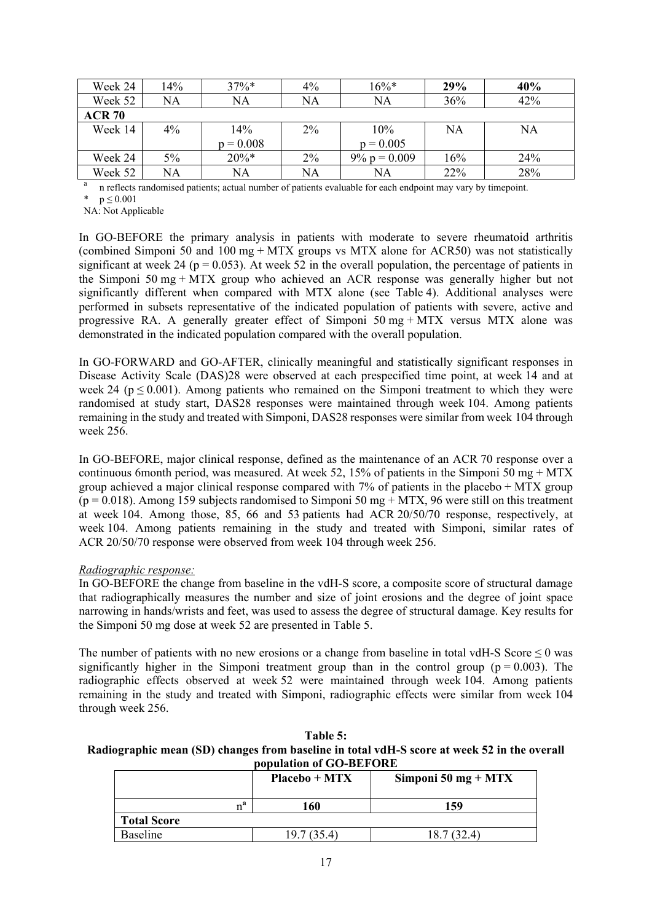| Week 24 | 14% | 37%* | 4% | 16%* | **29%** | **40%** |
|---|---|---|---|---|---|---|
| Week 52 | NA | NA | NA | NA | 36% | 42% |
| **ACR 70** | | | | | | |
| Week 14 | 4% | 14% p = 0.008 | 2% | 10% p = 0.005 | NA | NA |
| Week 24 | 5% | 20%* | 2% | 9% p = 0.009 | 16% | 24% |
| Week 52 | NA | NA | NA | NA | 22% | 28% |

[a] n reflects randomised patients; actual number of patients evaluable for each endpoint may vary by timepoint.

\* $p \leq 0.001$

NA: Not Applicable

In GO-BEFORE the primary analysis in patients with moderate to severe rheumatoid arthritis (combined Simponi 50 and 100 mg + MTX groups vs MTX alone for ACR50) was not statistically significant at week 24 ($p = 0.053$). At week 52 in the overall population, the percentage of patients in the Simponi 50 mg + MTX group who achieved an ACR response was generally higher but not significantly different when compared with MTX alone (see Table 4). Additional analyses were performed in subsets representative of the indicated population of patients with severe, active and progressive RA. A generally greater effect of Simponi 50 mg + MTX versus MTX alone was demonstrated in the indicated population compared with the overall population.

In GO-FORWARD and GO-AFTER, clinically meaningful and statistically significant responses in Disease Activity Scale (DAS)28 were observed at each prespecified time point, at week 14 and at week 24 ($p \leq 0.001$). Among patients who remained on the Simponi treatment to which they were randomised at study start, DAS28 responses were maintained through week 104. Among patients remaining in the study and treated with Simponi, DAS28 responses were similar from week 104 through week 256.

In GO-BEFORE, major clinical response, defined as the maintenance of an ACR 70 response over a continuous 6month period, was measured. At week 52, 15% of patients in the Simponi 50 mg + MTX group achieved a major clinical response compared with 7% of patients in the placebo + MTX group ($p = 0.018$). Among 159 subjects randomised to Simponi 50 mg + MTX, 96 were still on this treatment at week 104. Among those, 85, 66 and 53 patients had ACR 20/50/70 response, respectively, at week 104. Among patients remaining in the study and treated with Simponi, similar rates of ACR 20/50/70 response were observed from week 104 through week 256.

*Radiographic response:*

In GO-BEFORE the change from baseline in the vdH-S score, a composite score of structural damage that radiographically measures the number and size of joint erosions and the degree of joint space narrowing in hands/wrists and feet, was used to assess the degree of structural damage. Key results for the Simponi 50 mg dose at week 52 are presented in Table 5.

The number of patients with no new erosions or a change from baseline in total vdH-S Score $\leq 0$ was significantly higher in the Simponi treatment group than in the control group ($p = 0.003$). The radiographic effects observed at week 52 were maintained through week 104. Among patients remaining in the study and treated with Simponi, radiographic effects were similar from week 104 through week 256.

**Table 5:**
**Radiographic mean (SD) changes from baseline in total vdH-S score at week 52 in the overall population of GO-BEFORE**

| | Placebo + MTX | Simponi 50 mg + MTX |
|---|---|---|
| n[a] | **160** | **159** |
| **Total Score** | | |
| Baseline | 19.7 (35.4) | 18.7 (32.4) |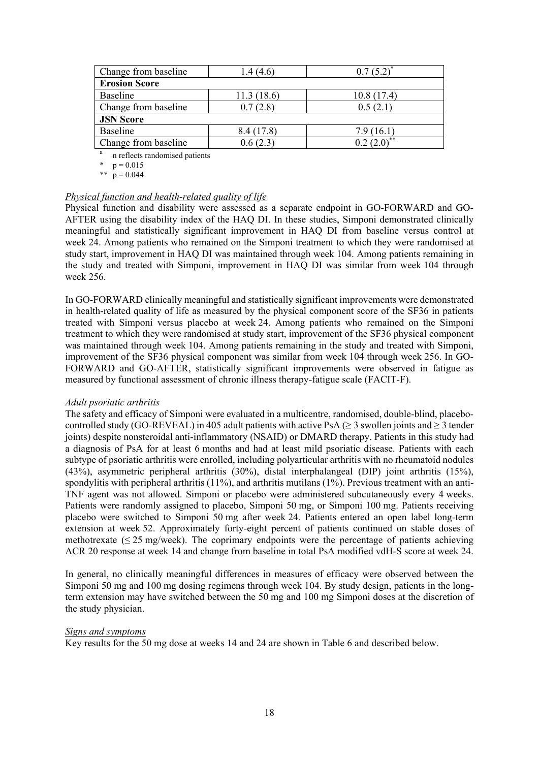| | | |
|---|---|---|
| Change from baseline | 1.4 (4.6) | 0.7 (5.2)* |
| **Erosion Score** | | |
| Baseline | 11.3 (18.6) | 10.8 (17.4) |
| Change from baseline | 0.7 (2.8) | 0.5 (2.1) |
| **JSN Score** | | |
| Baseline | 8.4 (17.8) | 7.9 (16.1) |
| Change from baseline | 0.6 (2.3) | 0.2 (2.0)** |

[a] n reflects randomised patients

\* $p = 0.015$

\*\* $p = 0.044$

*Physical function and health-related quality of life*

Physical function and disability were assessed as a separate endpoint in GO-FORWARD and GO-AFTER using the disability index of the HAQ DI. In these studies, Simponi demonstrated clinically meaningful and statistically significant improvement in HAQ DI from baseline versus control at week 24. Among patients who remained on the Simponi treatment to which they were randomised at study start, improvement in HAQ DI was maintained through week 104. Among patients remaining in the study and treated with Simponi, improvement in HAQ DI was similar from week 104 through week 256.

In GO-FORWARD clinically meaningful and statistically significant improvements were demonstrated in health-related quality of life as measured by the physical component score of the SF36 in patients treated with Simponi versus placebo at week 24. Among patients who remained on the Simponi treatment to which they were randomised at study start, improvement of the SF36 physical component was maintained through week 104. Among patients remaining in the study and treated with Simponi, improvement of the SF36 physical component was similar from week 104 through week 256. In GO-FORWARD and GO-AFTER, statistically significant improvements were observed in fatigue as measured by functional assessment of chronic illness therapy-fatigue scale (FACIT-F).

*Adult psoriatic arthritis*

The safety and efficacy of Simponi were evaluated in a multicentre, randomised, double-blind, placebo-controlled study (GO-REVEAL) in 405 adult patients with active PsA (≥ 3 swollen joints and ≥ 3 tender joints) despite nonsteroidal anti-inflammatory (NSAID) or DMARD therapy. Patients in this study had a diagnosis of PsA for at least 6 months and had at least mild psoriatic disease. Patients with each subtype of psoriatic arthritis were enrolled, including polyarticular arthritis with no rheumatoid nodules (43%), asymmetric peripheral arthritis (30%), distal interphalangeal (DIP) joint arthritis (15%), spondylitis with peripheral arthritis (11%), and arthritis mutilans (1%). Previous treatment with an anti-TNF agent was not allowed. Simponi or placebo were administered subcutaneously every 4 weeks. Patients were randomly assigned to placebo, Simponi 50 mg, or Simponi 100 mg. Patients receiving placebo were switched to Simponi 50 mg after week 24. Patients entered an open label long-term extension at week 52. Approximately forty-eight percent of patients continued on stable doses of methotrexate (≤ 25 mg/week). The coprimary endpoints were the percentage of patients achieving ACR 20 response at week 14 and change from baseline in total PsA modified vdH-S score at week 24.

In general, no clinically meaningful differences in measures of efficacy were observed between the Simponi 50 mg and 100 mg dosing regimens through week 104. By study design, patients in the long-term extension may have switched between the 50 mg and 100 mg Simponi doses at the discretion of the study physician.

*Signs and symptoms*

Key results for the 50 mg dose at weeks 14 and 24 are shown in Table 6 and described below.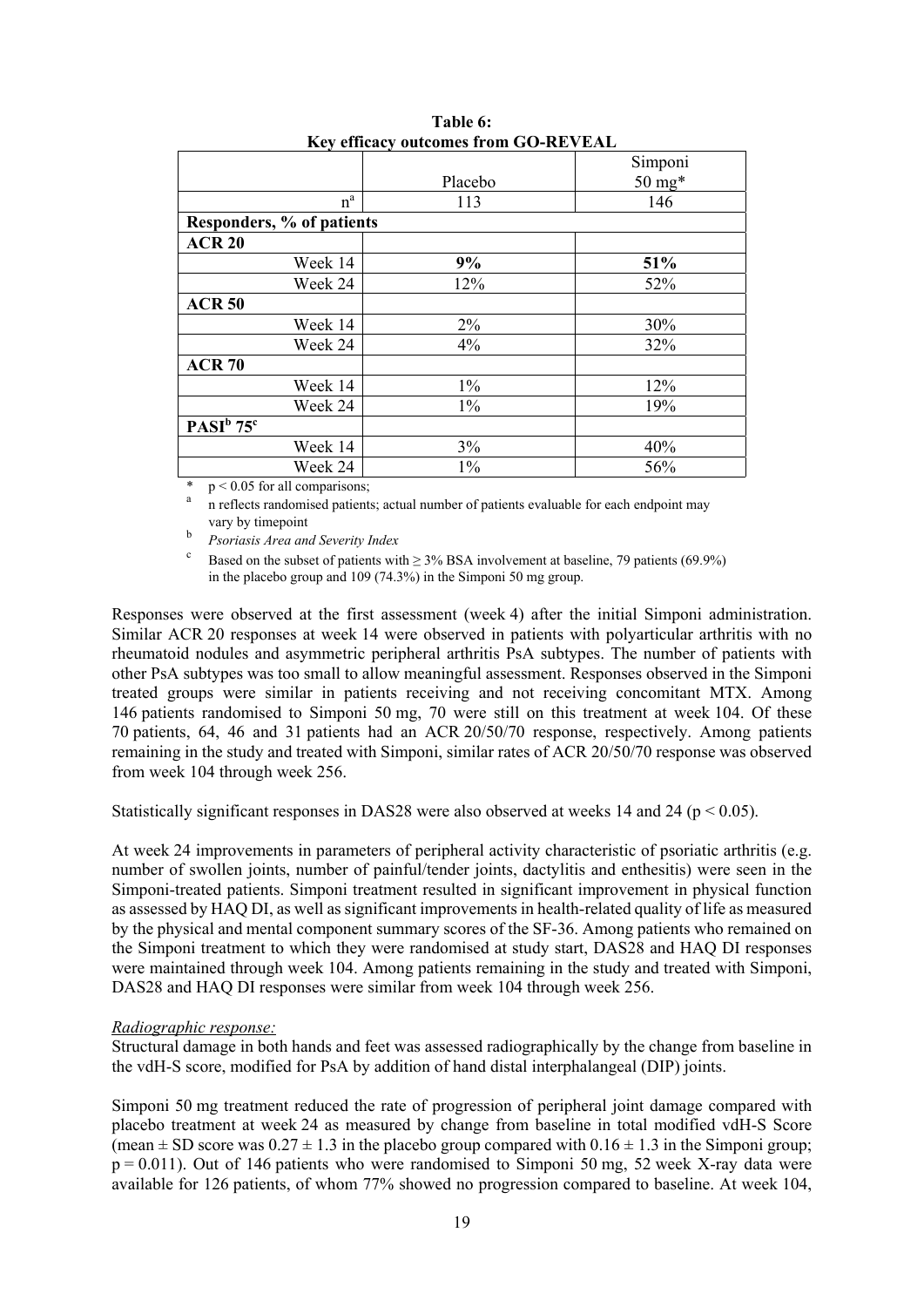**Table 6:**
**Key efficacy outcomes from GO-REVEAL**

| | Placebo | Simponi 50 mg* |
|---|---|---|
| n[a] | 113 | 146 |
| **Responders, % of patients** | | |
| **ACR 20** | | |
| Week 14 | **9%** | **51%** |
| Week 24 | 12% | 52% |
| **ACR 50** | | |
| Week 14 | 2% | 30% |
| Week 24 | 4% | 32% |
| **ACR 70** | | |
| Week 14 | 1% | 12% |
| Week 24 | 1% | 19% |
| **PASI[b] 75[c]** | | |
| Week 14 | 3% | 40% |
| Week 24 | 1% | 56% |

\* $p < 0.05$ for all comparisons;

[a] n reflects randomised patients; actual number of patients evaluable for each endpoint may vary by timepoint

[b] *Psoriasis Area and Severity Index*

[c] Based on the subset of patients with ≥ 3% BSA involvement at baseline, 79 patients (69.9%) in the placebo group and 109 (74.3%) in the Simponi 50 mg group.

Responses were observed at the first assessment (week 4) after the initial Simponi administration. Similar ACR 20 responses at week 14 were observed in patients with polyarticular arthritis with no rheumatoid nodules and asymmetric peripheral arthritis PsA subtypes. The number of patients with other PsA subtypes was too small to allow meaningful assessment. Responses observed in the Simponi treated groups were similar in patients receiving and not receiving concomitant MTX. Among 146 patients randomised to Simponi 50 mg, 70 were still on this treatment at week 104. Of these 70 patients, 64, 46 and 31 patients had an ACR 20/50/70 response, respectively. Among patients remaining in the study and treated with Simponi, similar rates of ACR 20/50/70 response was observed from week 104 through week 256.

Statistically significant responses in DAS28 were also observed at weeks 14 and 24 ($p < 0.05$).

At week 24 improvements in parameters of peripheral activity characteristic of psoriatic arthritis (e.g. number of swollen joints, number of painful/tender joints, dactylitis and enthesitis) were seen in the Simponi-treated patients. Simponi treatment resulted in significant improvement in physical function as assessed by HAQ DI, as well as significant improvements in health-related quality of life as measured by the physical and mental component summary scores of the SF-36. Among patients who remained on the Simponi treatment to which they were randomised at study start, DAS28 and HAQ DI responses were maintained through week 104. Among patients remaining in the study and treated with Simponi, DAS28 and HAQ DI responses were similar from week 104 through week 256.

*Radiographic response:*

Structural damage in both hands and feet was assessed radiographically by the change from baseline in the vdH-S score, modified for PsA by addition of hand distal interphalangeal (DIP) joints.

Simponi 50 mg treatment reduced the rate of progression of peripheral joint damage compared with placebo treatment at week 24 as measured by change from baseline in total modified vdH-S Score (mean ± SD score was $0.27 \pm 1.3$ in the placebo group compared with $0.16 \pm 1.3$ in the Simponi group; $p = 0.011$). Out of 146 patients who were randomised to Simponi 50 mg, 52 week X-ray data were available for 126 patients, of whom 77% showed no progression compared to baseline. At week 104,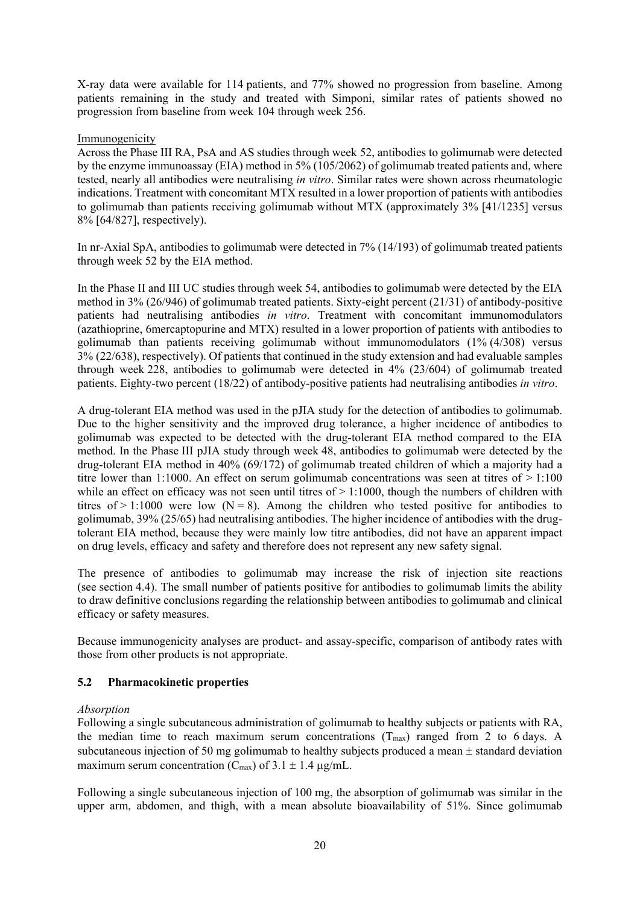X-ray data were available for 114 patients, and 77% showed no progression from baseline. Among patients remaining in the study and treated with Simponi, similar rates of patients showed no progression from baseline from week 104 through week 256.

Immunogenicity

Across the Phase III RA, PsA and AS studies through week 52, antibodies to golimumab were detected by the enzyme immunoassay (EIA) method in 5% (105/2062) of golimumab treated patients and, where tested, nearly all antibodies were neutralising *in vitro*. Similar rates were shown across rheumatologic indications. Treatment with concomitant MTX resulted in a lower proportion of patients with antibodies to golimumab than patients receiving golimumab without MTX (approximately 3% [41/1235] versus 8% [64/827], respectively).

In nr-Axial SpA, antibodies to golimumab were detected in 7% (14/193) of golimumab treated patients through week 52 by the EIA method.

In the Phase II and III UC studies through week 54, antibodies to golimumab were detected by the EIA method in 3% (26/946) of golimumab treated patients. Sixty-eight percent (21/31) of antibody-positive patients had neutralising antibodies *in vitro*. Treatment with concomitant immunomodulators (azathioprine, 6mercaptopurine and MTX) resulted in a lower proportion of patients with antibodies to golimumab than patients receiving golimumab without immunomodulators (1% (4/308) versus 3% (22/638), respectively). Of patients that continued in the study extension and had evaluable samples through week 228, antibodies to golimumab were detected in 4% (23/604) of golimumab treated patients. Eighty-two percent (18/22) of antibody-positive patients had neutralising antibodies *in vitro*.

A drug-tolerant EIA method was used in the pJIA study for the detection of antibodies to golimumab. Due to the higher sensitivity and the improved drug tolerance, a higher incidence of antibodies to golimumab was expected to be detected with the drug-tolerant EIA method compared to the EIA method. In the Phase III pJIA study through week 48, antibodies to golimumab were detected by the drug-tolerant EIA method in 40% (69/172) of golimumab treated children of which a majority had a titre lower than 1:1000. An effect on serum golimumab concentrations was seen at titres of > 1:100 while an effect on efficacy was not seen until titres of > 1:1000, though the numbers of children with titres of > 1:1000 were low (N = 8). Among the children who tested positive for antibodies to golimumab, 39% (25/65) had neutralising antibodies. The higher incidence of antibodies with the drug-tolerant EIA method, because they were mainly low titre antibodies, did not have an apparent impact on drug levels, efficacy and safety and therefore does not represent any new safety signal.

The presence of antibodies to golimumab may increase the risk of injection site reactions (see section 4.4). The small number of patients positive for antibodies to golimumab limits the ability to draw definitive conclusions regarding the relationship between antibodies to golimumab and clinical efficacy or safety measures.

Because immunogenicity analyses are product- and assay-specific, comparison of antibody rates with those from other products is not appropriate.

### 5.2 Pharmacokinetic properties

*Absorption*

Following a single subcutaneous administration of golimumab to healthy subjects or patients with RA, the median time to reach maximum serum concentrations ($T_{max}$) ranged from 2 to 6 days. A subcutaneous injection of 50 mg golimumab to healthy subjects produced a mean ± standard deviation maximum serum concentration ($C_{max}$) of 3.1 ± 1.4 μg/mL.

Following a single subcutaneous injection of 100 mg, the absorption of golimumab was similar in the upper arm, abdomen, and thigh, with a mean absolute bioavailability of 51%. Since golimumab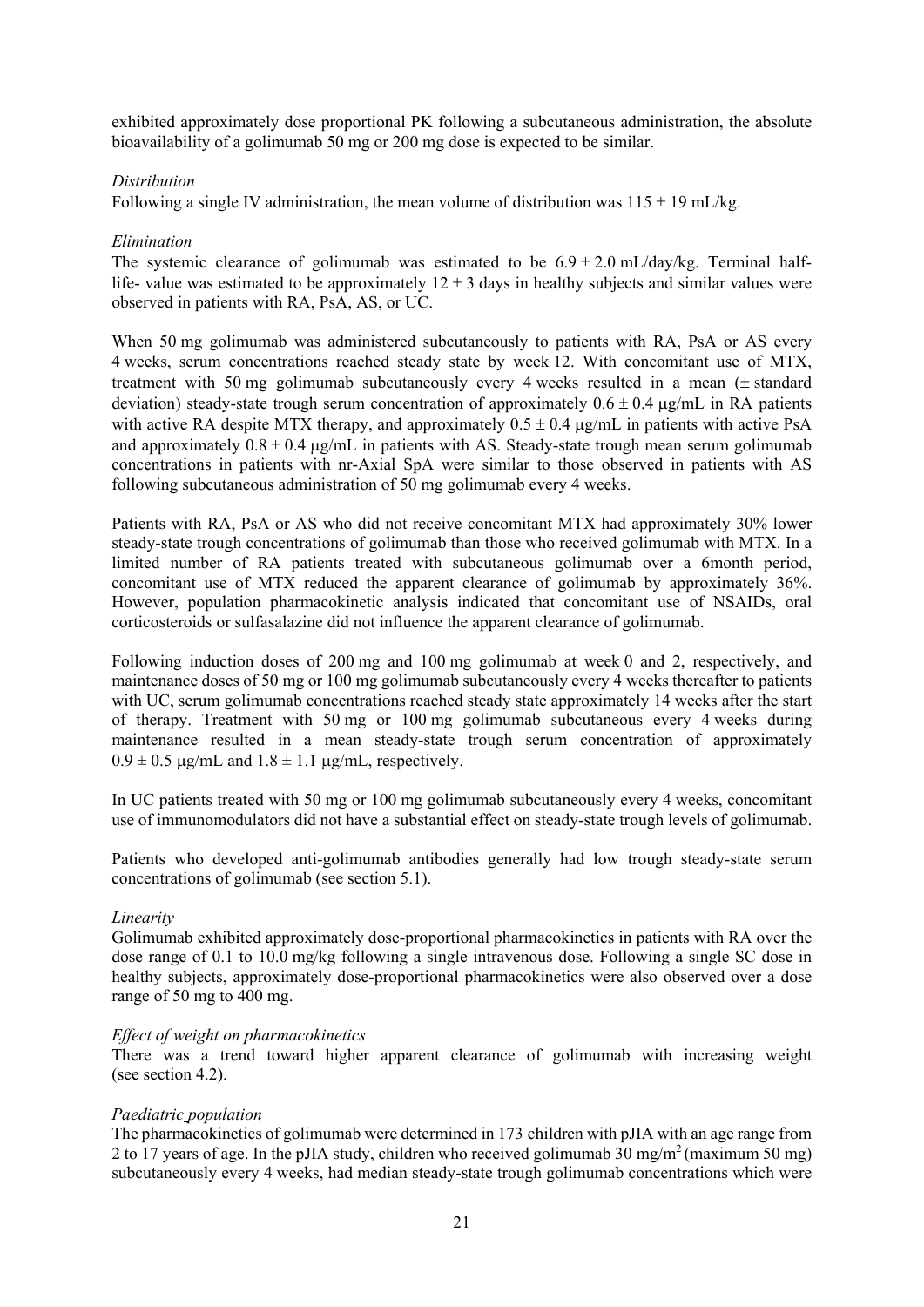exhibited approximately dose proportional PK following a subcutaneous administration, the absolute bioavailability of a golimumab 50 mg or 200 mg dose is expected to be similar.

*Distribution*

Following a single IV administration, the mean volume of distribution was $115 \pm 19$ mL/kg.

*Elimination*

The systemic clearance of golimumab was estimated to be $6.9 \pm 2.0$ mL/day/kg. Terminal half-life- value was estimated to be approximately $12 \pm 3$ days in healthy subjects and similar values were observed in patients with RA, PsA, AS, or UC.

When 50 mg golimumab was administered subcutaneously to patients with RA, PsA or AS every 4 weeks, serum concentrations reached steady state by week 12. With concomitant use of MTX, treatment with 50 mg golimumab subcutaneously every 4 weeks resulted in a mean ($\pm$ standard deviation) steady-state trough serum concentration of approximately $0.6 \pm 0.4$ μg/mL in RA patients with active RA despite MTX therapy, and approximately $0.5 \pm 0.4$ μg/mL in patients with active PsA and approximately $0.8 \pm 0.4$ μg/mL in patients with AS. Steady-state trough mean serum golimumab concentrations in patients with nr-Axial SpA were similar to those observed in patients with AS following subcutaneous administration of 50 mg golimumab every 4 weeks.

Patients with RA, PsA or AS who did not receive concomitant MTX had approximately 30% lower steady-state trough concentrations of golimumab than those who received golimumab with MTX. In a limited number of RA patients treated with subcutaneous golimumab over a 6month period, concomitant use of MTX reduced the apparent clearance of golimumab by approximately 36%. However, population pharmacokinetic analysis indicated that concomitant use of NSAIDs, oral corticosteroids or sulfasalazine did not influence the apparent clearance of golimumab.

Following induction doses of 200 mg and 100 mg golimumab at week 0 and 2, respectively, and maintenance doses of 50 mg or 100 mg golimumab subcutaneously every 4 weeks thereafter to patients with UC, serum golimumab concentrations reached steady state approximately 14 weeks after the start of therapy. Treatment with 50 mg or 100 mg golimumab subcutaneous every 4 weeks during maintenance resulted in a mean steady-state trough serum concentration of approximately $0.9 \pm 0.5$ μg/mL and $1.8 \pm 1.1$ μg/mL, respectively.

In UC patients treated with 50 mg or 100 mg golimumab subcutaneously every 4 weeks, concomitant use of immunomodulators did not have a substantial effect on steady-state trough levels of golimumab.

Patients who developed anti-golimumab antibodies generally had low trough steady-state serum concentrations of golimumab (see section 5.1).

*Linearity*

Golimumab exhibited approximately dose-proportional pharmacokinetics in patients with RA over the dose range of 0.1 to 10.0 mg/kg following a single intravenous dose. Following a single SC dose in healthy subjects, approximately dose-proportional pharmacokinetics were also observed over a dose range of 50 mg to 400 mg.

*Effect of weight on pharmacokinetics*

There was a trend toward higher apparent clearance of golimumab with increasing weight (see section 4.2).

*Paediatric population*

The pharmacokinetics of golimumab were determined in 173 children with pJIA with an age range from 2 to 17 years of age. In the pJIA study, children who received golimumab 30 mg/m$^2$ (maximum 50 mg) subcutaneously every 4 weeks, had median steady-state trough golimumab concentrations which were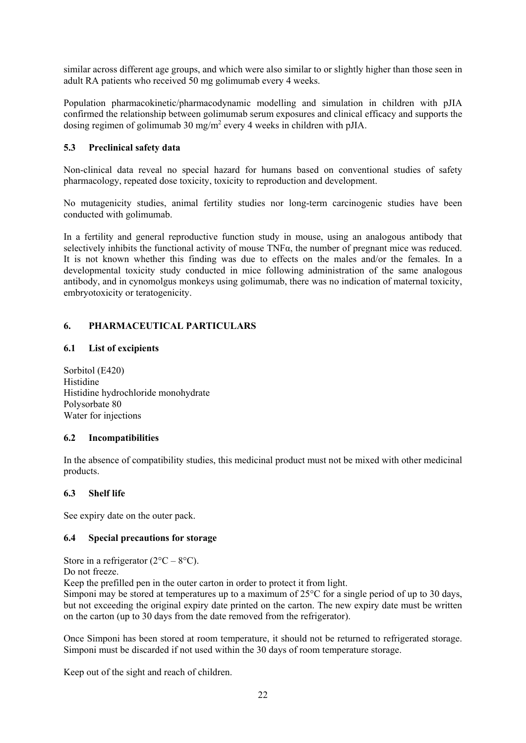similar across different age groups, and which were also similar to or slightly higher than those seen in adult RA patients who received 50 mg golimumab every 4 weeks.

Population pharmacokinetic/pharmacodynamic modelling and simulation in children with pJIA confirmed the relationship between golimumab serum exposures and clinical efficacy and supports the dosing regimen of golimumab 30 $mg/m^2$ every 4 weeks in children with pJIA.

### 5.3 Preclinical safety data

Non-clinical data reveal no special hazard for humans based on conventional studies of safety pharmacology, repeated dose toxicity, toxicity to reproduction and development.

No mutagenicity studies, animal fertility studies nor long-term carcinogenic studies have been conducted with golimumab.

In a fertility and general reproductive function study in mouse, using an analogous antibody that selectively inhibits the functional activity of mouse TNFα, the number of pregnant mice was reduced. It is not known whether this finding was due to effects on the males and/or the females. In a developmental toxicity study conducted in mice following administration of the same analogous antibody, and in cynomolgus monkeys using golimumab, there was no indication of maternal toxicity, embryotoxicity or teratogenicity.

## 6. PHARMACEUTICAL PARTICULARS

### 6.1 List of excipients

Sorbitol (E420)
Histidine
Histidine hydrochloride monohydrate
Polysorbate 80
Water for injections

### 6.2 Incompatibilities

In the absence of compatibility studies, this medicinal product must not be mixed with other medicinal products.

### 6.3 Shelf life

See expiry date on the outer pack.

### 6.4 Special precautions for storage

Store in a refrigerator (2°C – 8°C).
Do not freeze.
Keep the prefilled pen in the outer carton in order to protect it from light.
Simponi may be stored at temperatures up to a maximum of 25°C for a single period of up to 30 days, but not exceeding the original expiry date printed on the carton. The new expiry date must be written on the carton (up to 30 days from the date removed from the refrigerator).

Once Simponi has been stored at room temperature, it should not be returned to refrigerated storage. Simponi must be discarded if not used within the 30 days of room temperature storage.

Keep out of the sight and reach of children.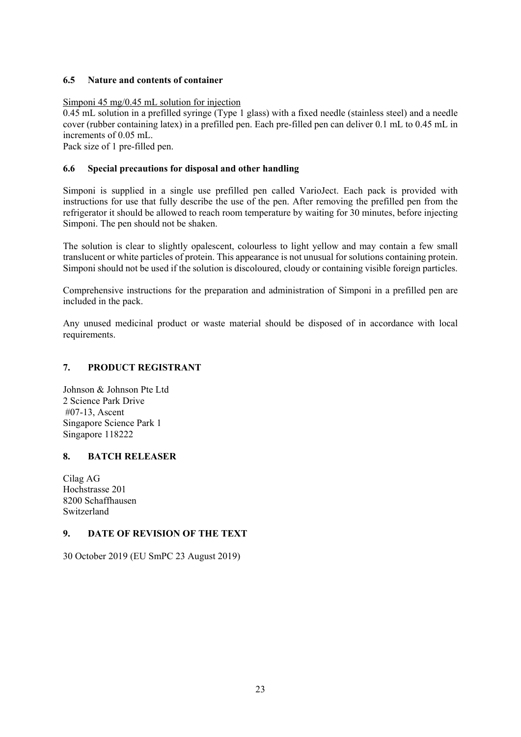### 6.5 Nature and contents of container

Simponi 45 mg/0.45 mL solution for injection

0.45 mL solution in a prefilled syringe (Type 1 glass) with a fixed needle (stainless steel) and a needle cover (rubber containing latex) in a prefilled pen. Each pre-filled pen can deliver 0.1 mL to 0.45 mL in increments of 0.05 mL.

Pack size of 1 pre-filled pen.

### 6.6 Special precautions for disposal and other handling

Simponi is supplied in a single use prefilled pen called VarioJect. Each pack is provided with instructions for use that fully describe the use of the pen. After removing the prefilled pen from the refrigerator it should be allowed to reach room temperature by waiting for 30 minutes, before injecting Simponi. The pen should not be shaken.

The solution is clear to slightly opalescent, colourless to light yellow and may contain a few small translucent or white particles of protein. This appearance is not unusual for solutions containing protein. Simponi should not be used if the solution is discoloured, cloudy or containing visible foreign particles.

Comprehensive instructions for the preparation and administration of Simponi in a prefilled pen are included in the pack.

Any unused medicinal product or waste material should be disposed of in accordance with local requirements.

## 7. PRODUCT REGISTRANT

Johnson & Johnson Pte Ltd
2 Science Park Drive
#07-13, Ascent
Singapore Science Park 1
Singapore 118222

## 8. BATCH RELEASER

Cilag AG
Hochstrasse 201
8200 Schaffhausen
Switzerland

## 9. DATE OF REVISION OF THE TEXT

30 October 2019 (EU SmPC 23 August 2019)